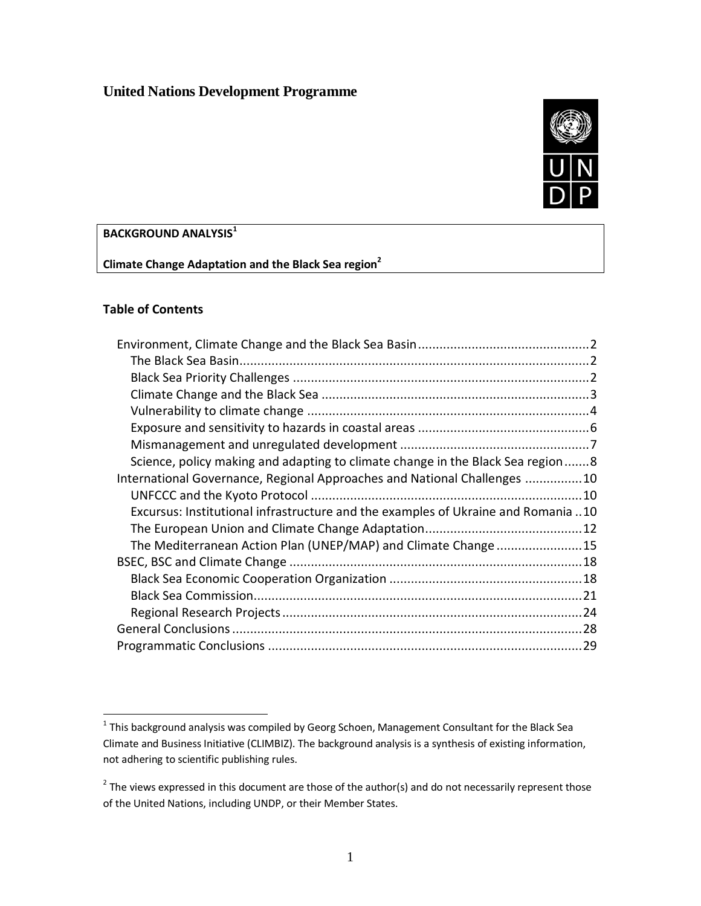**United Nations Development Programme**

**BACKGROUND ANALYSIS**[1]

**Climate Change Adaptation and the Black Sea region**[2]

## Table of Contents

- Environment, Climate Change and the Black Sea Basin ........ 2
  - The Black Sea Basin ........ 2
  - Black Sea Priority Challenges ........ 2
  - Climate Change and the Black Sea ........ 3
  - Vulnerability to climate change ........ 4
  - Exposure and sensitivity to hazards in coastal areas ........ 6
  - Mismanagement and unregulated development ........ 7
  - Science, policy making and adapting to climate change in the Black Sea region ........ 8
- International Governance, Regional Approaches and National Challenges ........ 10
  - UNFCCC and the Kyoto Protocol ........ 10
  - Excursus: Institutional infrastructure and the examples of Ukraine and Romania ........ 10
  - The European Union and Climate Change Adaptation ........ 12
  - The Mediterranean Action Plan (UNEP/MAP) and Climate Change ........ 15
- BSEC, BSC and Climate Change ........ 18
  - Black Sea Economic Cooperation Organization ........ 18
  - Black Sea Commission ........ 21
  - Regional Research Projects ........ 24
- General Conclusions ........ 28
- Programmatic Conclusions ........ 29

---

[1] This background analysis was compiled by Georg Schoen, Management Consultant for the Black Sea Climate and Business Initiative (CLIMBIZ). The background analysis is a synthesis of existing information, not adhering to scientific publishing rules.

[2] The views expressed in this document are those of the author(s) and do not necessarily represent those of the United Nations, including UNDP, or their Member States.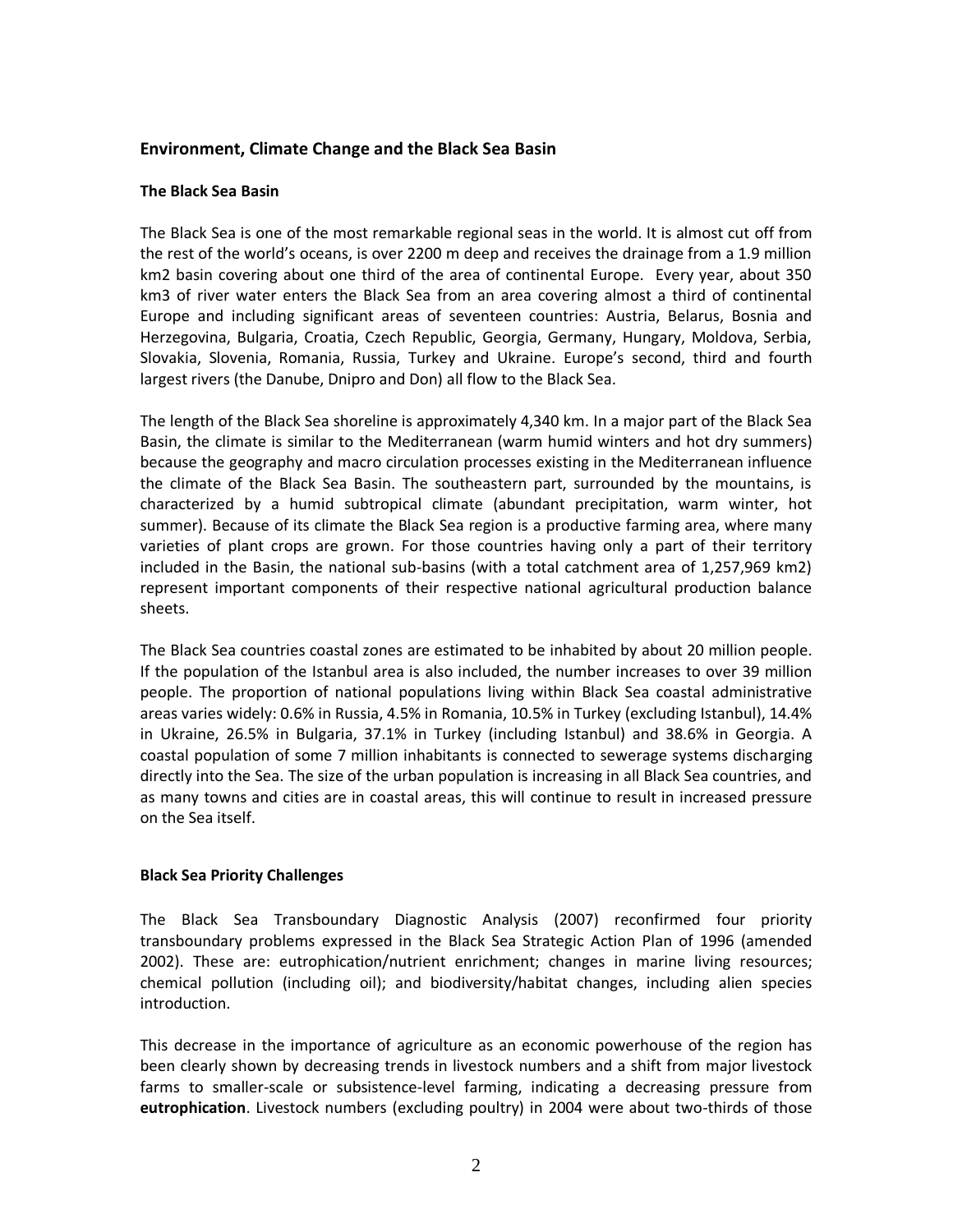## Environment, Climate Change and the Black Sea Basin

### The Black Sea Basin

The Black Sea is one of the most remarkable regional seas in the world. It is almost cut off from the rest of the world's oceans, is over 2200 m deep and receives the drainage from a 1.9 million km2 basin covering about one third of the area of continental Europe. Every year, about 350 km3 of river water enters the Black Sea from an area covering almost a third of continental Europe and including significant areas of seventeen countries: Austria, Belarus, Bosnia and Herzegovina, Bulgaria, Croatia, Czech Republic, Georgia, Germany, Hungary, Moldova, Serbia, Slovakia, Slovenia, Romania, Russia, Turkey and Ukraine. Europe's second, third and fourth largest rivers (the Danube, Dnipro and Don) all flow to the Black Sea.

The length of the Black Sea shoreline is approximately 4,340 km. In a major part of the Black Sea Basin, the climate is similar to the Mediterranean (warm humid winters and hot dry summers) because the geography and macro circulation processes existing in the Mediterranean influence the climate of the Black Sea Basin. The southeastern part, surrounded by the mountains, is characterized by a humid subtropical climate (abundant precipitation, warm winter, hot summer). Because of its climate the Black Sea region is a productive farming area, where many varieties of plant crops are grown. For those countries having only a part of their territory included in the Basin, the national sub-basins (with a total catchment area of 1,257,969 km2) represent important components of their respective national agricultural production balance sheets.

The Black Sea countries coastal zones are estimated to be inhabited by about 20 million people. If the population of the Istanbul area is also included, the number increases to over 39 million people. The proportion of national populations living within Black Sea coastal administrative areas varies widely: 0.6% in Russia, 4.5% in Romania, 10.5% in Turkey (excluding Istanbul), 14.4% in Ukraine, 26.5% in Bulgaria, 37.1% in Turkey (including Istanbul) and 38.6% in Georgia. A coastal population of some 7 million inhabitants is connected to sewerage systems discharging directly into the Sea. The size of the urban population is increasing in all Black Sea countries, and as many towns and cities are in coastal areas, this will continue to result in increased pressure on the Sea itself.

### Black Sea Priority Challenges

The Black Sea Transboundary Diagnostic Analysis (2007) reconfirmed four priority transboundary problems expressed in the Black Sea Strategic Action Plan of 1996 (amended 2002). These are: eutrophication/nutrient enrichment; changes in marine living resources; chemical pollution (including oil); and biodiversity/habitat changes, including alien species introduction.

This decrease in the importance of agriculture as an economic powerhouse of the region has been clearly shown by decreasing trends in livestock numbers and a shift from major livestock farms to smaller-scale or subsistence-level farming, indicating a decreasing pressure from **eutrophication**. Livestock numbers (excluding poultry) in 2004 were about two-thirds of those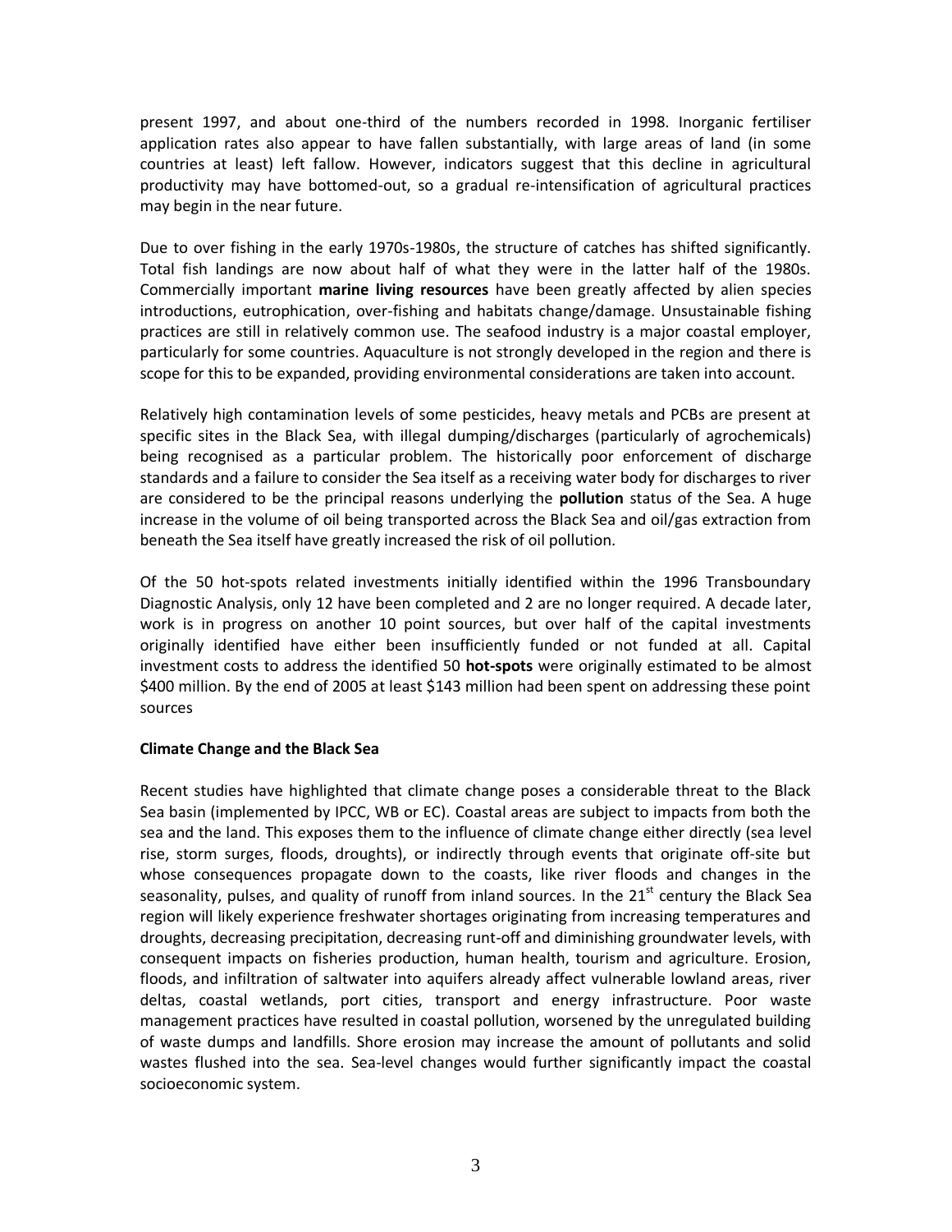present 1997, and about one-third of the numbers recorded in 1998. Inorganic fertiliser application rates also appear to have fallen substantially, with large areas of land (in some countries at least) left fallow. However, indicators suggest that this decline in agricultural productivity may have bottomed-out, so a gradual re-intensification of agricultural practices may begin in the near future.

Due to over fishing in the early 1970s-1980s, the structure of catches has shifted significantly. Total fish landings are now about half of what they were in the latter half of the 1980s. Commercially important **marine living resources** have been greatly affected by alien species introductions, eutrophication, over-fishing and habitats change/damage. Unsustainable fishing practices are still in relatively common use. The seafood industry is a major coastal employer, particularly for some countries. Aquaculture is not strongly developed in the region and there is scope for this to be expanded, providing environmental considerations are taken into account.

Relatively high contamination levels of some pesticides, heavy metals and PCBs are present at specific sites in the Black Sea, with illegal dumping/discharges (particularly of agrochemicals) being recognised as a particular problem. The historically poor enforcement of discharge standards and a failure to consider the Sea itself as a receiving water body for discharges to river are considered to be the principal reasons underlying the **pollution** status of the Sea. A huge increase in the volume of oil being transported across the Black Sea and oil/gas extraction from beneath the Sea itself have greatly increased the risk of oil pollution.

Of the 50 hot-spots related investments initially identified within the 1996 Transboundary Diagnostic Analysis, only 12 have been completed and 2 are no longer required. A decade later, work is in progress on another 10 point sources, but over half of the capital investments originally identified have either been insufficiently funded or not funded at all. Capital investment costs to address the identified 50 **hot-spots** were originally estimated to be almost \$400 million. By the end of 2005 at least \$143 million had been spent on addressing these point sources

**Climate Change and the Black Sea**

Recent studies have highlighted that climate change poses a considerable threat to the Black Sea basin (implemented by IPCC, WB or EC). Coastal areas are subject to impacts from both the sea and the land. This exposes them to the influence of climate change either directly (sea level rise, storm surges, floods, droughts), or indirectly through events that originate off-site but whose consequences propagate down to the coasts, like river floods and changes in the seasonality, pulses, and quality of runoff from inland sources. In the 21st century the Black Sea region will likely experience freshwater shortages originating from increasing temperatures and droughts, decreasing precipitation, decreasing runt-off and diminishing groundwater levels, with consequent impacts on fisheries production, human health, tourism and agriculture. Erosion, floods, and infiltration of saltwater into aquifers already affect vulnerable lowland areas, river deltas, coastal wetlands, port cities, transport and energy infrastructure. Poor waste management practices have resulted in coastal pollution, worsened by the unregulated building of waste dumps and landfills. Shore erosion may increase the amount of pollutants and solid wastes flushed into the sea. Sea-level changes would further significantly impact the coastal socioeconomic system.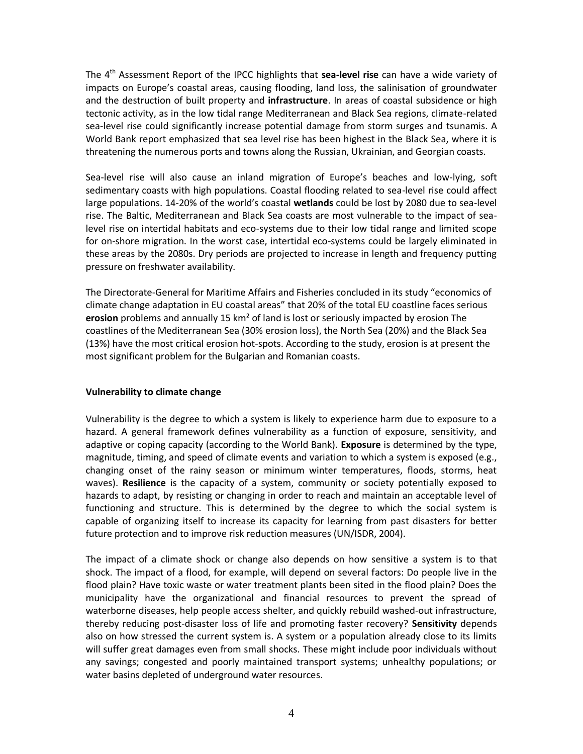The 4th Assessment Report of the IPCC highlights that **sea-level rise** can have a wide variety of impacts on Europe's coastal areas, causing flooding, land loss, the salinisation of groundwater and the destruction of built property and **infrastructure**. In areas of coastal subsidence or high tectonic activity, as in the low tidal range Mediterranean and Black Sea regions, climate-related sea-level rise could significantly increase potential damage from storm surges and tsunamis. A World Bank report emphasized that sea level rise has been highest in the Black Sea, where it is threatening the numerous ports and towns along the Russian, Ukrainian, and Georgian coasts.

Sea-level rise will also cause an inland migration of Europe's beaches and low-lying, soft sedimentary coasts with high populations. Coastal flooding related to sea-level rise could affect large populations. 14-20% of the world's coastal **wetlands** could be lost by 2080 due to sea-level rise. The Baltic, Mediterranean and Black Sea coasts are most vulnerable to the impact of sea-level rise on intertidal habitats and eco-systems due to their low tidal range and limited scope for on-shore migration. In the worst case, intertidal eco-systems could be largely eliminated in these areas by the 2080s. Dry periods are projected to increase in length and frequency putting pressure on freshwater availability.

The Directorate-General for Maritime Affairs and Fisheries concluded in its study "economics of climate change adaptation in EU coastal areas" that 20% of the total EU coastline faces serious **erosion** problems and annually 15 km² of land is lost or seriously impacted by erosion The coastlines of the Mediterranean Sea (30% erosion loss), the North Sea (20%) and the Black Sea (13%) have the most critical erosion hot-spots. According to the study, erosion is at present the most significant problem for the Bulgarian and Romanian coasts.

**Vulnerability to climate change**

Vulnerability is the degree to which a system is likely to experience harm due to exposure to a hazard. A general framework defines vulnerability as a function of exposure, sensitivity, and adaptive or coping capacity (according to the World Bank). **Exposure** is determined by the type, magnitude, timing, and speed of climate events and variation to which a system is exposed (e.g., changing onset of the rainy season or minimum winter temperatures, floods, storms, heat waves). **Resilience** is the capacity of a system, community or society potentially exposed to hazards to adapt, by resisting or changing in order to reach and maintain an acceptable level of functioning and structure. This is determined by the degree to which the social system is capable of organizing itself to increase its capacity for learning from past disasters for better future protection and to improve risk reduction measures (UN/ISDR, 2004).

The impact of a climate shock or change also depends on how sensitive a system is to that shock. The impact of a flood, for example, will depend on several factors: Do people live in the flood plain? Have toxic waste or water treatment plants been sited in the flood plain? Does the municipality have the organizational and financial resources to prevent the spread of waterborne diseases, help people access shelter, and quickly rebuild washed-out infrastructure, thereby reducing post-disaster loss of life and promoting faster recovery? **Sensitivity** depends also on how stressed the current system is. A system or a population already close to its limits will suffer great damages even from small shocks. These might include poor individuals without any savings; congested and poorly maintained transport systems; unhealthy populations; or water basins depleted of underground water resources.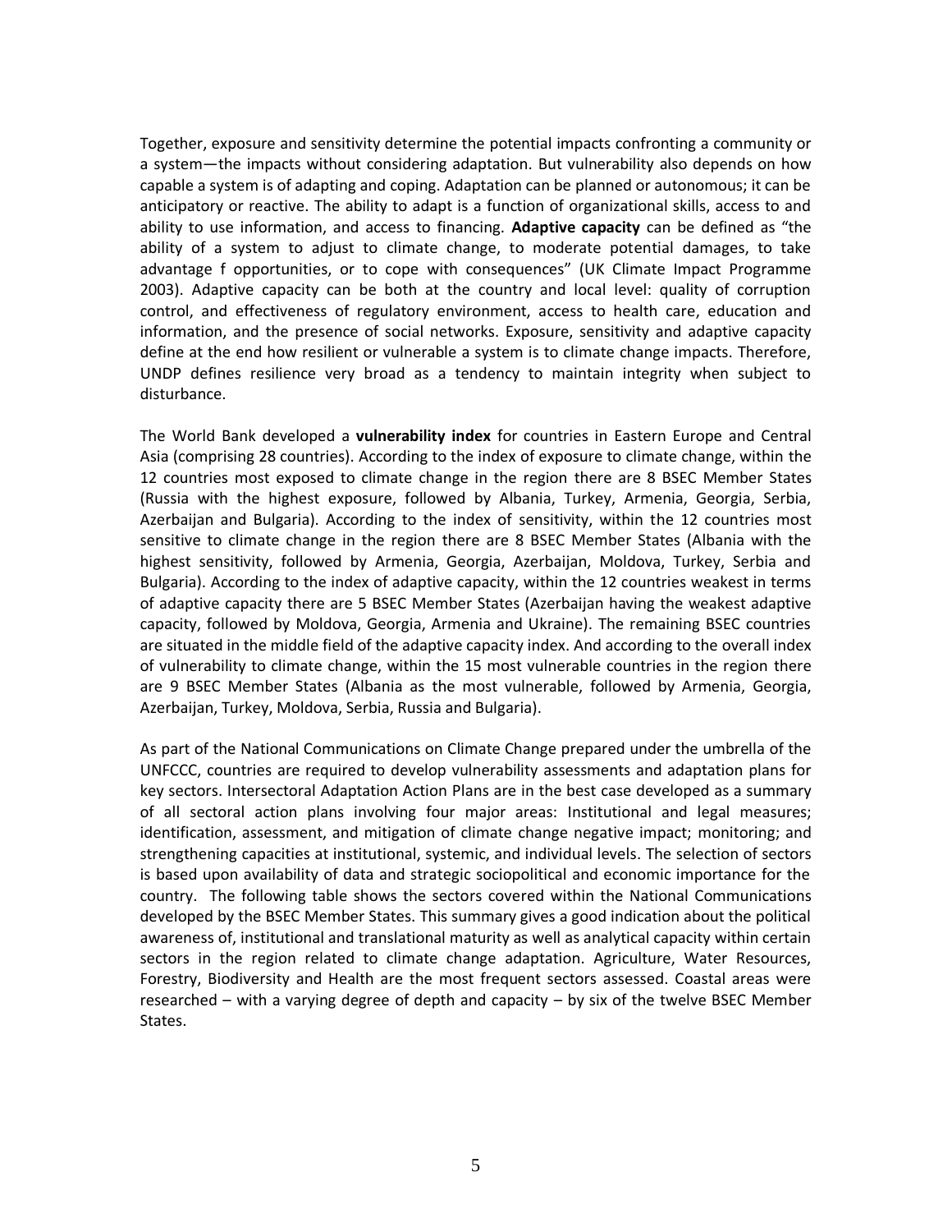Together, exposure and sensitivity determine the potential impacts confronting a community or a system—the impacts without considering adaptation. But vulnerability also depends on how capable a system is of adapting and coping. Adaptation can be planned or autonomous; it can be anticipatory or reactive. The ability to adapt is a function of organizational skills, access to and ability to use information, and access to financing. **Adaptive capacity** can be defined as "the ability of a system to adjust to climate change, to moderate potential damages, to take advantage f opportunities, or to cope with consequences" (UK Climate Impact Programme 2003). Adaptive capacity can be both at the country and local level: quality of corruption control, and effectiveness of regulatory environment, access to health care, education and information, and the presence of social networks. Exposure, sensitivity and adaptive capacity define at the end how resilient or vulnerable a system is to climate change impacts. Therefore, UNDP defines resilience very broad as a tendency to maintain integrity when subject to disturbance.

The World Bank developed a **vulnerability index** for countries in Eastern Europe and Central Asia (comprising 28 countries). According to the index of exposure to climate change, within the 12 countries most exposed to climate change in the region there are 8 BSEC Member States (Russia with the highest exposure, followed by Albania, Turkey, Armenia, Georgia, Serbia, Azerbaijan and Bulgaria). According to the index of sensitivity, within the 12 countries most sensitive to climate change in the region there are 8 BSEC Member States (Albania with the highest sensitivity, followed by Armenia, Georgia, Azerbaijan, Moldova, Turkey, Serbia and Bulgaria). According to the index of adaptive capacity, within the 12 countries weakest in terms of adaptive capacity there are 5 BSEC Member States (Azerbaijan having the weakest adaptive capacity, followed by Moldova, Georgia, Armenia and Ukraine). The remaining BSEC countries are situated in the middle field of the adaptive capacity index. And according to the overall index of vulnerability to climate change, within the 15 most vulnerable countries in the region there are 9 BSEC Member States (Albania as the most vulnerable, followed by Armenia, Georgia, Azerbaijan, Turkey, Moldova, Serbia, Russia and Bulgaria).

As part of the National Communications on Climate Change prepared under the umbrella of the UNFCCC, countries are required to develop vulnerability assessments and adaptation plans for key sectors. Intersectoral Adaptation Action Plans are in the best case developed as a summary of all sectoral action plans involving four major areas: Institutional and legal measures; identification, assessment, and mitigation of climate change negative impact; monitoring; and strengthening capacities at institutional, systemic, and individual levels. The selection of sectors is based upon availability of data and strategic sociopolitical and economic importance for the country. The following table shows the sectors covered within the National Communications developed by the BSEC Member States. This summary gives a good indication about the political awareness of, institutional and translational maturity as well as analytical capacity within certain sectors in the region related to climate change adaptation. Agriculture, Water Resources, Forestry, Biodiversity and Health are the most frequent sectors assessed. Coastal areas were researched – with a varying degree of depth and capacity – by six of the twelve BSEC Member States.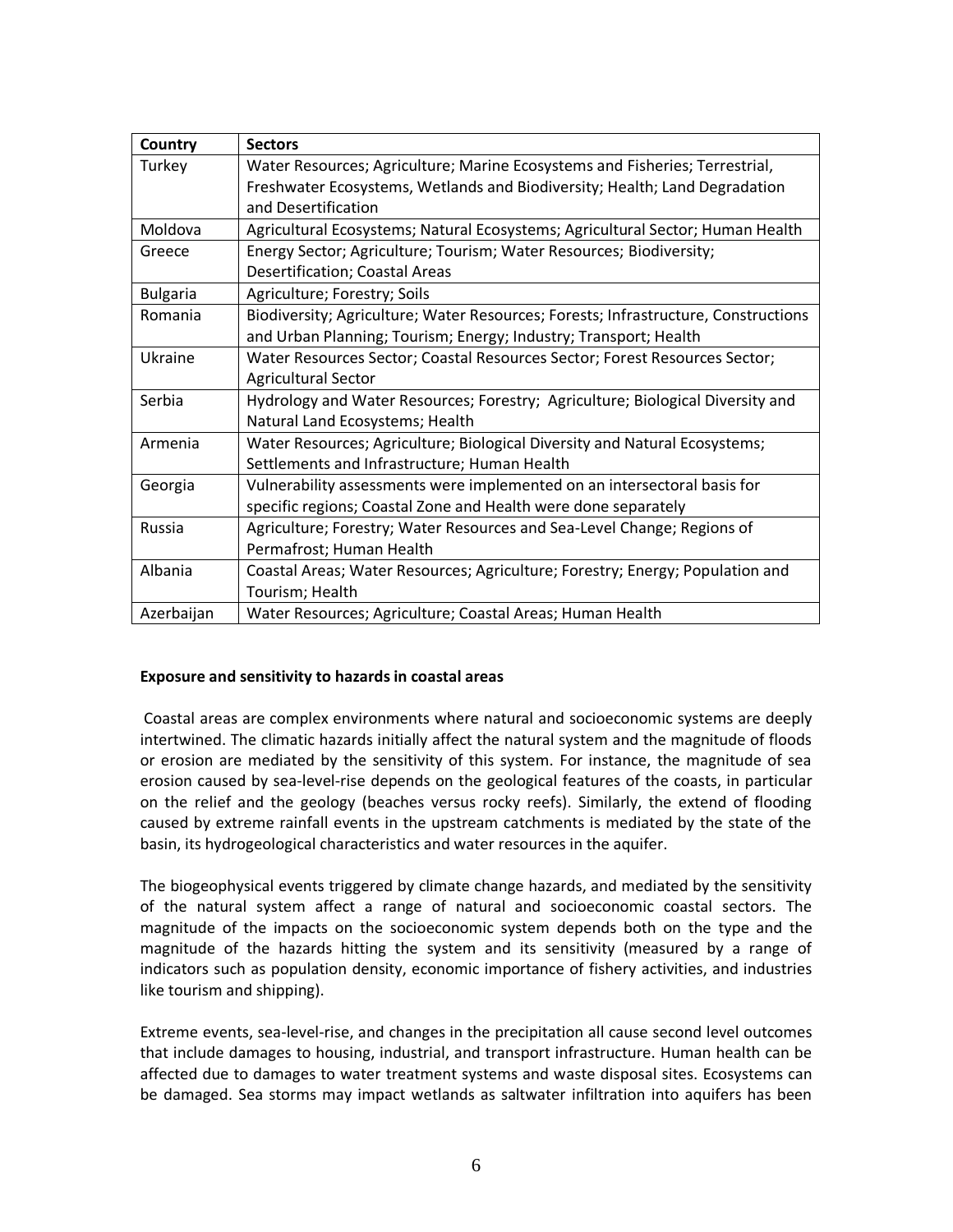| Country | Sectors |
|---|---|
| Turkey | Water Resources; Agriculture; Marine Ecosystems and Fisheries; Terrestrial, Freshwater Ecosystems, Wetlands and Biodiversity; Health; Land Degradation and Desertification |
| Moldova | Agricultural Ecosystems; Natural Ecosystems; Agricultural Sector; Human Health |
| Greece | Energy Sector; Agriculture; Tourism; Water Resources; Biodiversity; Desertification; Coastal Areas |
| Bulgaria | Agriculture; Forestry; Soils |
| Romania | Biodiversity; Agriculture; Water Resources; Forests; Infrastructure, Constructions and Urban Planning; Tourism; Energy; Industry; Transport; Health |
| Ukraine | Water Resources Sector; Coastal Resources Sector; Forest Resources Sector; Agricultural Sector |
| Serbia | Hydrology and Water Resources; Forestry; Agriculture; Biological Diversity and Natural Land Ecosystems; Health |
| Armenia | Water Resources; Agriculture; Biological Diversity and Natural Ecosystems; Settlements and Infrastructure; Human Health |
| Georgia | Vulnerability assessments were implemented on an intersectoral basis for specific regions; Coastal Zone and Health were done separately |
| Russia | Agriculture; Forestry; Water Resources and Sea-Level Change; Regions of Permafrost; Human Health |
| Albania | Coastal Areas; Water Resources; Agriculture; Forestry; Energy; Population and Tourism; Health |
| Azerbaijan | Water Resources; Agriculture; Coastal Areas; Human Health |

**Exposure and sensitivity to hazards in coastal areas**

Coastal areas are complex environments where natural and socioeconomic systems are deeply intertwined. The climatic hazards initially affect the natural system and the magnitude of floods or erosion are mediated by the sensitivity of this system. For instance, the magnitude of sea erosion caused by sea-level-rise depends on the geological features of the coasts, in particular on the relief and the geology (beaches versus rocky reefs). Similarly, the extend of flooding caused by extreme rainfall events in the upstream catchments is mediated by the state of the basin, its hydrogeological characteristics and water resources in the aquifer.

The biogeophysical events triggered by climate change hazards, and mediated by the sensitivity of the natural system affect a range of natural and socioeconomic coastal sectors. The magnitude of the impacts on the socioeconomic system depends both on the type and the magnitude of the hazards hitting the system and its sensitivity (measured by a range of indicators such as population density, economic importance of fishery activities, and industries like tourism and shipping).

Extreme events, sea-level-rise, and changes in the precipitation all cause second level outcomes that include damages to housing, industrial, and transport infrastructure. Human health can be affected due to damages to water treatment systems and waste disposal sites. Ecosystems can be damaged. Sea storms may impact wetlands as saltwater infiltration into aquifers has been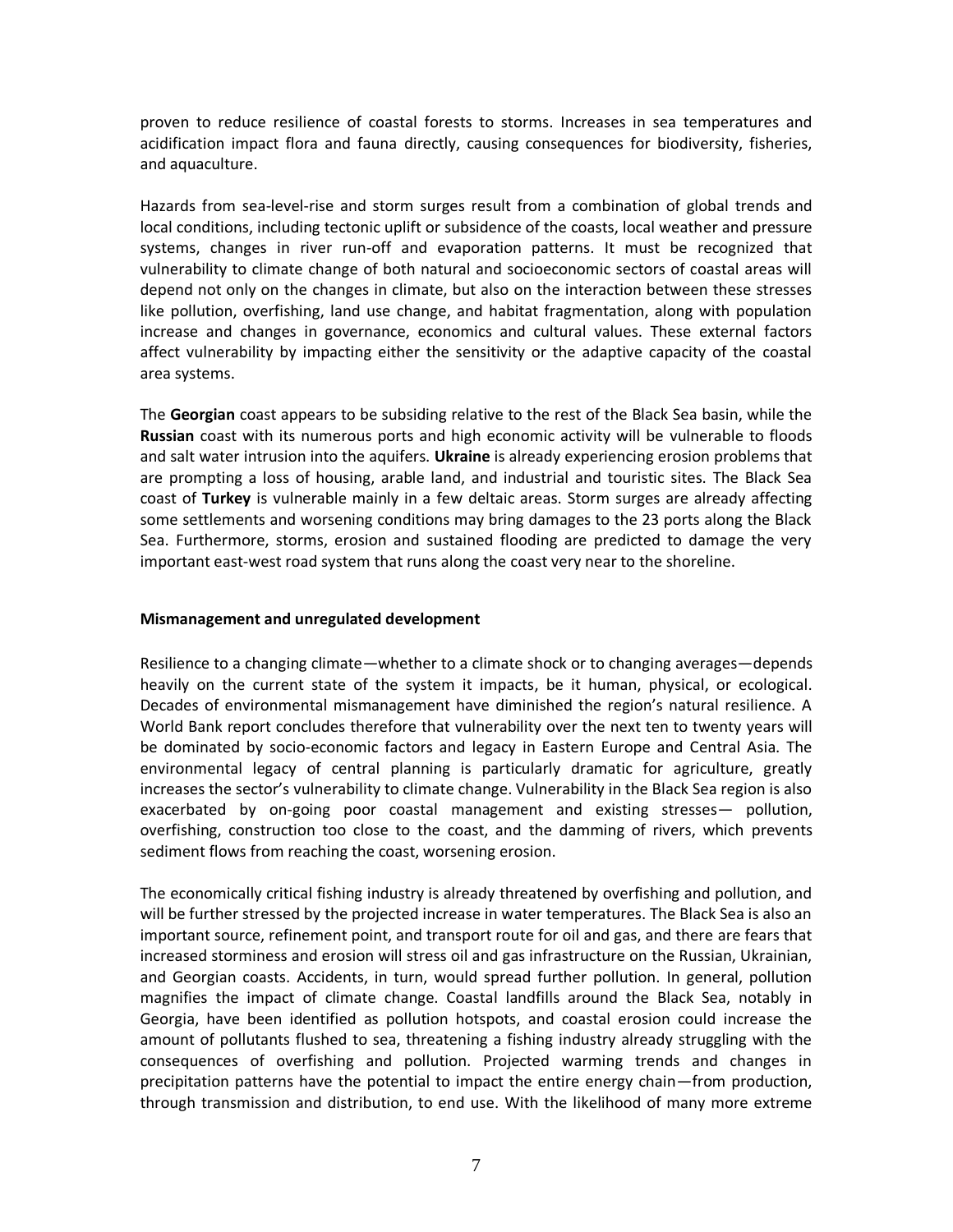proven to reduce resilience of coastal forests to storms. Increases in sea temperatures and acidification impact flora and fauna directly, causing consequences for biodiversity, fisheries, and aquaculture.

Hazards from sea-level-rise and storm surges result from a combination of global trends and local conditions, including tectonic uplift or subsidence of the coasts, local weather and pressure systems, changes in river run-off and evaporation patterns. It must be recognized that vulnerability to climate change of both natural and socioeconomic sectors of coastal areas will depend not only on the changes in climate, but also on the interaction between these stresses like pollution, overfishing, land use change, and habitat fragmentation, along with population increase and changes in governance, economics and cultural values. These external factors affect vulnerability by impacting either the sensitivity or the adaptive capacity of the coastal area systems.

The **Georgian** coast appears to be subsiding relative to the rest of the Black Sea basin, while the **Russian** coast with its numerous ports and high economic activity will be vulnerable to floods and salt water intrusion into the aquifers. **Ukraine** is already experiencing erosion problems that are prompting a loss of housing, arable land, and industrial and touristic sites. The Black Sea coast of **Turkey** is vulnerable mainly in a few deltaic areas. Storm surges are already affecting some settlements and worsening conditions may bring damages to the 23 ports along the Black Sea. Furthermore, storms, erosion and sustained flooding are predicted to damage the very important east-west road system that runs along the coast very near to the shoreline.

**Mismanagement and unregulated development**

Resilience to a changing climate—whether to a climate shock or to changing averages—depends heavily on the current state of the system it impacts, be it human, physical, or ecological. Decades of environmental mismanagement have diminished the region's natural resilience. A World Bank report concludes therefore that vulnerability over the next ten to twenty years will be dominated by socio-economic factors and legacy in Eastern Europe and Central Asia. The environmental legacy of central planning is particularly dramatic for agriculture, greatly increases the sector's vulnerability to climate change. Vulnerability in the Black Sea region is also exacerbated by on-going poor coastal management and existing stresses— pollution, overfishing, construction too close to the coast, and the damming of rivers, which prevents sediment flows from reaching the coast, worsening erosion.

The economically critical fishing industry is already threatened by overfishing and pollution, and will be further stressed by the projected increase in water temperatures. The Black Sea is also an important source, refinement point, and transport route for oil and gas, and there are fears that increased storminess and erosion will stress oil and gas infrastructure on the Russian, Ukrainian, and Georgian coasts. Accidents, in turn, would spread further pollution. In general, pollution magnifies the impact of climate change. Coastal landfills around the Black Sea, notably in Georgia, have been identified as pollution hotspots, and coastal erosion could increase the amount of pollutants flushed to sea, threatening a fishing industry already struggling with the consequences of overfishing and pollution. Projected warming trends and changes in precipitation patterns have the potential to impact the entire energy chain—from production, through transmission and distribution, to end use. With the likelihood of many more extreme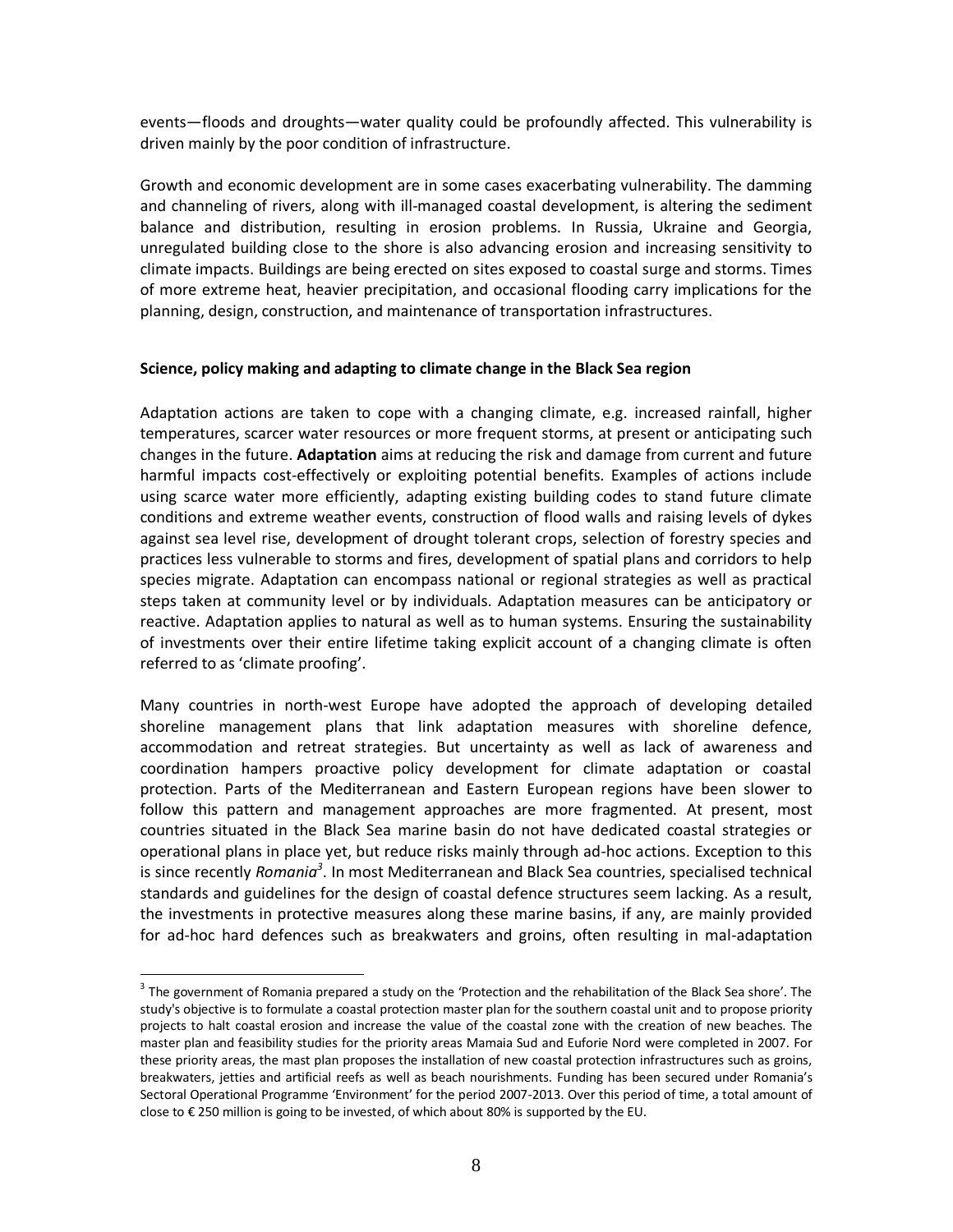events—floods and droughts—water quality could be profoundly affected. This vulnerability is driven mainly by the poor condition of infrastructure.

Growth and economic development are in some cases exacerbating vulnerability. The damming and channeling of rivers, along with ill-managed coastal development, is altering the sediment balance and distribution, resulting in erosion problems. In Russia, Ukraine and Georgia, unregulated building close to the shore is also advancing erosion and increasing sensitivity to climate impacts. Buildings are being erected on sites exposed to coastal surge and storms. Times of more extreme heat, heavier precipitation, and occasional flooding carry implications for the planning, design, construction, and maintenance of transportation infrastructures.

**Science, policy making and adapting to climate change in the Black Sea region**

Adaptation actions are taken to cope with a changing climate, e.g. increased rainfall, higher temperatures, scarcer water resources or more frequent storms, at present or anticipating such changes in the future. **Adaptation** aims at reducing the risk and damage from current and future harmful impacts cost-effectively or exploiting potential benefits. Examples of actions include using scarce water more efficiently, adapting existing building codes to stand future climate conditions and extreme weather events, construction of flood walls and raising levels of dykes against sea level rise, development of drought tolerant crops, selection of forestry species and practices less vulnerable to storms and fires, development of spatial plans and corridors to help species migrate. Adaptation can encompass national or regional strategies as well as practical steps taken at community level or by individuals. Adaptation measures can be anticipatory or reactive. Adaptation applies to natural as well as to human systems. Ensuring the sustainability of investments over their entire lifetime taking explicit account of a changing climate is often referred to as 'climate proofing'.

Many countries in north-west Europe have adopted the approach of developing detailed shoreline management plans that link adaptation measures with shoreline defence, accommodation and retreat strategies. But uncertainty as well as lack of awareness and coordination hampers proactive policy development for climate adaptation or coastal protection. Parts of the Mediterranean and Eastern European regions have been slower to follow this pattern and management approaches are more fragmented. At present, most countries situated in the Black Sea marine basin do not have dedicated coastal strategies or operational plans in place yet, but reduce risks mainly through ad-hoc actions. Exception to this is since recently *Romania*[3]. In most Mediterranean and Black Sea countries, specialised technical standards and guidelines for the design of coastal defence structures seem lacking. As a result, the investments in protective measures along these marine basins, if any, are mainly provided for ad-hoc hard defences such as breakwaters and groins, often resulting in mal-adaptation

---

[3] The government of Romania prepared a study on the 'Protection and the rehabilitation of the Black Sea shore'. The study's objective is to formulate a coastal protection master plan for the southern coastal unit and to propose priority projects to halt coastal erosion and increase the value of the coastal zone with the creation of new beaches. The master plan and feasibility studies for the priority areas Mamaia Sud and Euforie Nord were completed in 2007. For these priority areas, the mast plan proposes the installation of new coastal protection infrastructures such as groins, breakwaters, jetties and artificial reefs as well as beach nourishments. Funding has been secured under Romania's Sectoral Operational Programme 'Environment' for the period 2007-2013. Over this period of time, a total amount of close to € 250 million is going to be invested, of which about 80% is supported by the EU.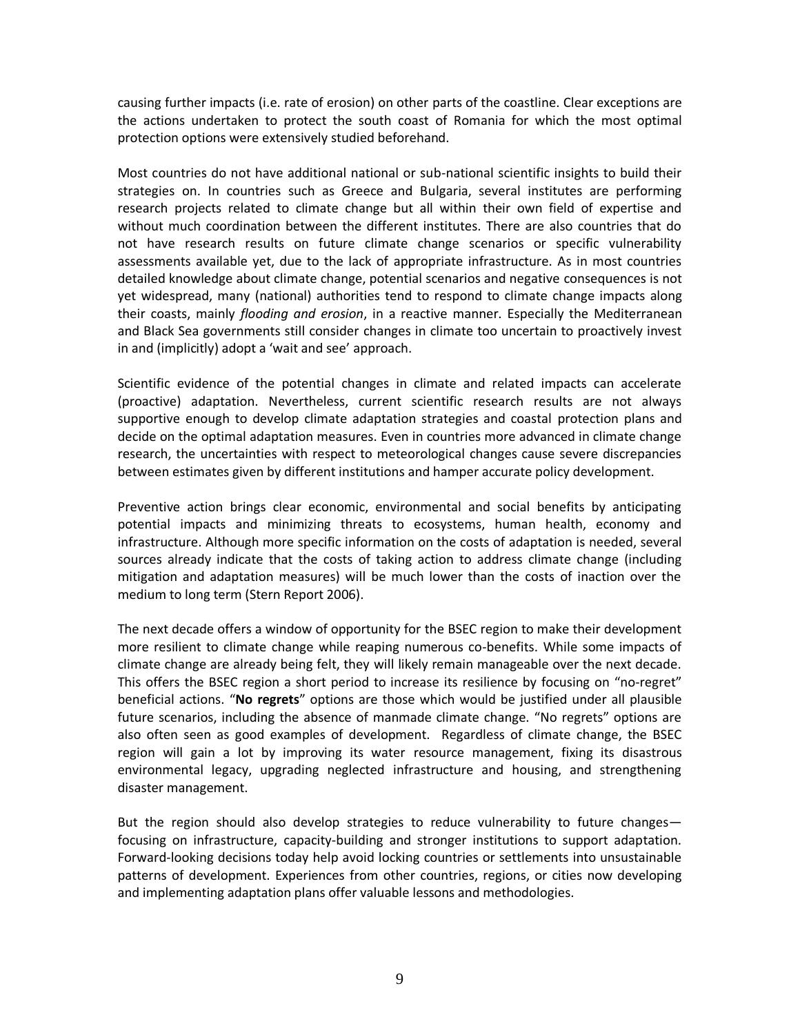causing further impacts (i.e. rate of erosion) on other parts of the coastline. Clear exceptions are the actions undertaken to protect the south coast of Romania for which the most optimal protection options were extensively studied beforehand.

Most countries do not have additional national or sub-national scientific insights to build their strategies on. In countries such as Greece and Bulgaria, several institutes are performing research projects related to climate change but all within their own field of expertise and without much coordination between the different institutes. There are also countries that do not have research results on future climate change scenarios or specific vulnerability assessments available yet, due to the lack of appropriate infrastructure. As in most countries detailed knowledge about climate change, potential scenarios and negative consequences is not yet widespread, many (national) authorities tend to respond to climate change impacts along their coasts, mainly *flooding and erosion*, in a reactive manner. Especially the Mediterranean and Black Sea governments still consider changes in climate too uncertain to proactively invest in and (implicitly) adopt a 'wait and see' approach.

Scientific evidence of the potential changes in climate and related impacts can accelerate (proactive) adaptation. Nevertheless, current scientific research results are not always supportive enough to develop climate adaptation strategies and coastal protection plans and decide on the optimal adaptation measures. Even in countries more advanced in climate change research, the uncertainties with respect to meteorological changes cause severe discrepancies between estimates given by different institutions and hamper accurate policy development.

Preventive action brings clear economic, environmental and social benefits by anticipating potential impacts and minimizing threats to ecosystems, human health, economy and infrastructure. Although more specific information on the costs of adaptation is needed, several sources already indicate that the costs of taking action to address climate change (including mitigation and adaptation measures) will be much lower than the costs of inaction over the medium to long term (Stern Report 2006).

The next decade offers a window of opportunity for the BSEC region to make their development more resilient to climate change while reaping numerous co-benefits. While some impacts of climate change are already being felt, they will likely remain manageable over the next decade. This offers the BSEC region a short period to increase its resilience by focusing on "no-regret" beneficial actions. "**No regrets**" options are those which would be justified under all plausible future scenarios, including the absence of manmade climate change. "No regrets" options are also often seen as good examples of development. Regardless of climate change, the BSEC region will gain a lot by improving its water resource management, fixing its disastrous environmental legacy, upgrading neglected infrastructure and housing, and strengthening disaster management.

But the region should also develop strategies to reduce vulnerability to future changes—focusing on infrastructure, capacity-building and stronger institutions to support adaptation. Forward-looking decisions today help avoid locking countries or settlements into unsustainable patterns of development. Experiences from other countries, regions, or cities now developing and implementing adaptation plans offer valuable lessons and methodologies.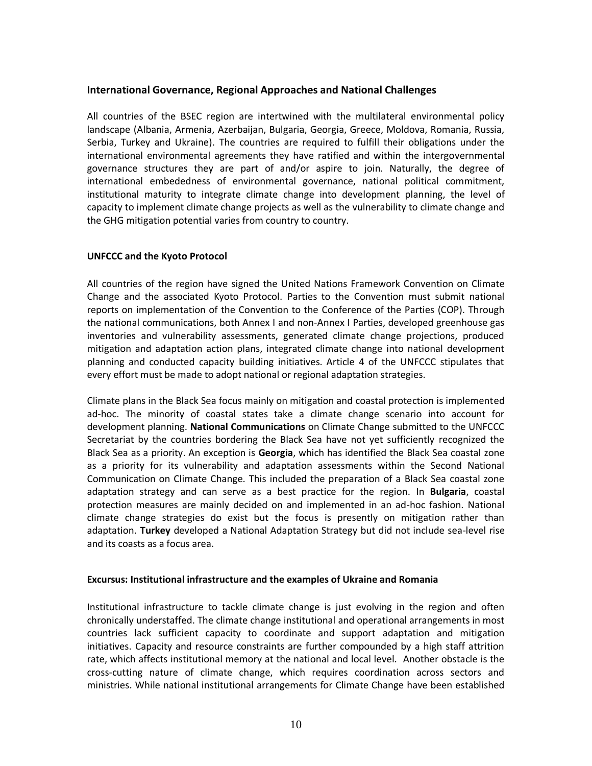## International Governance, Regional Approaches and National Challenges

All countries of the BSEC region are intertwined with the multilateral environmental policy landscape (Albania, Armenia, Azerbaijan, Bulgaria, Georgia, Greece, Moldova, Romania, Russia, Serbia, Turkey and Ukraine). The countries are required to fulfill their obligations under the international environmental agreements they have ratified and within the intergovernmental governance structures they are part of and/or aspire to join. Naturally, the degree of international embeddedness of environmental governance, national political commitment, institutional maturity to integrate climate change into development planning, the level of capacity to implement climate change projects as well as the vulnerability to climate change and the GHG mitigation potential varies from country to country.

### UNFCCC and the Kyoto Protocol

All countries of the region have signed the United Nations Framework Convention on Climate Change and the associated Kyoto Protocol. Parties to the Convention must submit national reports on implementation of the Convention to the Conference of the Parties (COP). Through the national communications, both Annex I and non-Annex I Parties, developed greenhouse gas inventories and vulnerability assessments, generated climate change projections, produced mitigation and adaptation action plans, integrated climate change into national development planning and conducted capacity building initiatives. Article 4 of the UNFCCC stipulates that every effort must be made to adopt national or regional adaptation strategies.

Climate plans in the Black Sea focus mainly on mitigation and coastal protection is implemented ad-hoc. The minority of coastal states take a climate change scenario into account for development planning. **National Communications** on Climate Change submitted to the UNFCCC Secretariat by the countries bordering the Black Sea have not yet sufficiently recognized the Black Sea as a priority. An exception is **Georgia**, which has identified the Black Sea coastal zone as a priority for its vulnerability and adaptation assessments within the Second National Communication on Climate Change. This included the preparation of a Black Sea coastal zone adaptation strategy and can serve as a best practice for the region. In **Bulgaria**, coastal protection measures are mainly decided on and implemented in an ad-hoc fashion. National climate change strategies do exist but the focus is presently on mitigation rather than adaptation. **Turkey** developed a National Adaptation Strategy but did not include sea-level rise and its coasts as a focus area.

### Excursus: Institutional infrastructure and the examples of Ukraine and Romania

Institutional infrastructure to tackle climate change is just evolving in the region and often chronically understaffed. The climate change institutional and operational arrangements in most countries lack sufficient capacity to coordinate and support adaptation and mitigation initiatives. Capacity and resource constraints are further compounded by a high staff attrition rate, which affects institutional memory at the national and local level. Another obstacle is the cross-cutting nature of climate change, which requires coordination across sectors and ministries. While national institutional arrangements for Climate Change have been established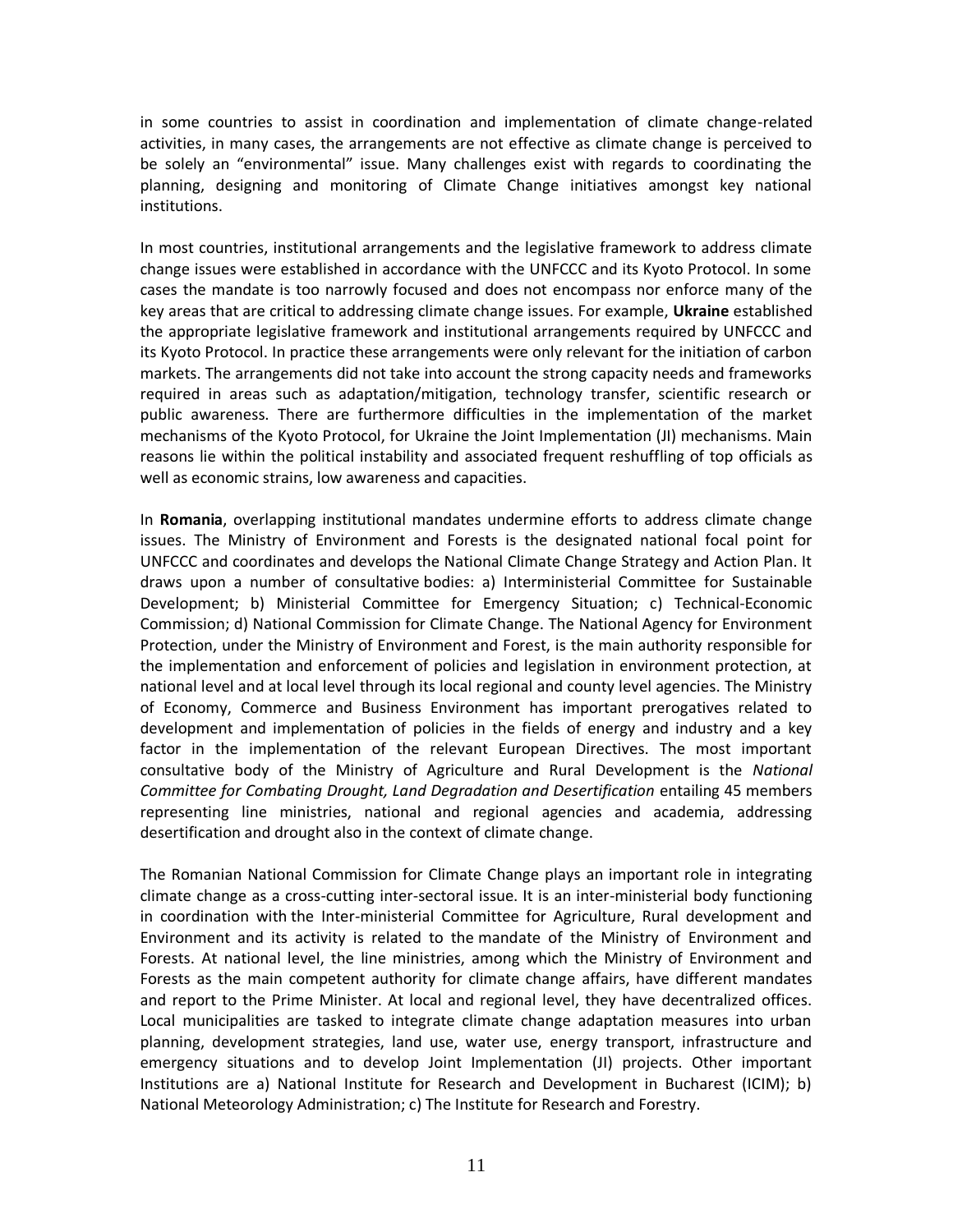in some countries to assist in coordination and implementation of climate change-related activities, in many cases, the arrangements are not effective as climate change is perceived to be solely an "environmental" issue. Many challenges exist with regards to coordinating the planning, designing and monitoring of Climate Change initiatives amongst key national institutions.

In most countries, institutional arrangements and the legislative framework to address climate change issues were established in accordance with the UNFCCC and its Kyoto Protocol. In some cases the mandate is too narrowly focused and does not encompass nor enforce many of the key areas that are critical to addressing climate change issues. For example, **Ukraine** established the appropriate legislative framework and institutional arrangements required by UNFCCC and its Kyoto Protocol. In practice these arrangements were only relevant for the initiation of carbon markets. The arrangements did not take into account the strong capacity needs and frameworks required in areas such as adaptation/mitigation, technology transfer, scientific research or public awareness. There are furthermore difficulties in the implementation of the market mechanisms of the Kyoto Protocol, for Ukraine the Joint Implementation (JI) mechanisms. Main reasons lie within the political instability and associated frequent reshuffling of top officials as well as economic strains, low awareness and capacities.

In **Romania**, overlapping institutional mandates undermine efforts to address climate change issues. The Ministry of Environment and Forests is the designated national focal point for UNFCCC and coordinates and develops the National Climate Change Strategy and Action Plan. It draws upon a number of consultative bodies: a) Interministerial Committee for Sustainable Development; b) Ministerial Committee for Emergency Situation; c) Technical-Economic Commission; d) National Commission for Climate Change. The National Agency for Environment Protection, under the Ministry of Environment and Forest, is the main authority responsible for the implementation and enforcement of policies and legislation in environment protection, at national level and at local level through its local regional and county level agencies. The Ministry of Economy, Commerce and Business Environment has important prerogatives related to development and implementation of policies in the fields of energy and industry and a key factor in the implementation of the relevant European Directives. The most important consultative body of the Ministry of Agriculture and Rural Development is the *National Committee for Combating Drought, Land Degradation and Desertification* entailing 45 members representing line ministries, national and regional agencies and academia, addressing desertification and drought also in the context of climate change.

The Romanian National Commission for Climate Change plays an important role in integrating climate change as a cross-cutting inter-sectoral issue. It is an inter-ministerial body functioning in coordination with the Inter-ministerial Committee for Agriculture, Rural development and Environment and its activity is related to the mandate of the Ministry of Environment and Forests. At national level, the line ministries, among which the Ministry of Environment and Forests as the main competent authority for climate change affairs, have different mandates and report to the Prime Minister. At local and regional level, they have decentralized offices. Local municipalities are tasked to integrate climate change adaptation measures into urban planning, development strategies, land use, water use, energy transport, infrastructure and emergency situations and to develop Joint Implementation (JI) projects. Other important Institutions are a) National Institute for Research and Development in Bucharest (ICIM); b) National Meteorology Administration; c) The Institute for Research and Forestry.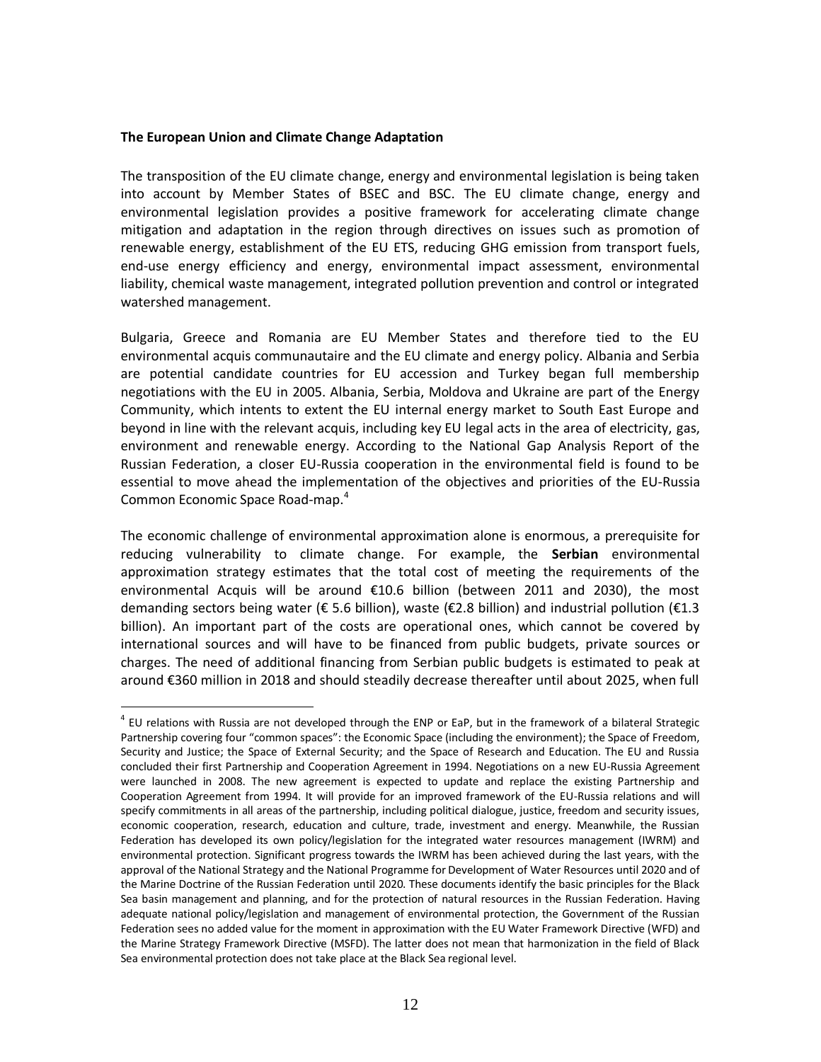**The European Union and Climate Change Adaptation**

The transposition of the EU climate change, energy and environmental legislation is being taken into account by Member States of BSEC and BSC. The EU climate change, energy and environmental legislation provides a positive framework for accelerating climate change mitigation and adaptation in the region through directives on issues such as promotion of renewable energy, establishment of the EU ETS, reducing GHG emission from transport fuels, end-use energy efficiency and energy, environmental impact assessment, environmental liability, chemical waste management, integrated pollution prevention and control or integrated watershed management.

Bulgaria, Greece and Romania are EU Member States and therefore tied to the EU environmental acquis communautaire and the EU climate and energy policy. Albania and Serbia are potential candidate countries for EU accession and Turkey began full membership negotiations with the EU in 2005. Albania, Serbia, Moldova and Ukraine are part of the Energy Community, which intents to extent the EU internal energy market to South East Europe and beyond in line with the relevant acquis, including key EU legal acts in the area of electricity, gas, environment and renewable energy. According to the National Gap Analysis Report of the Russian Federation, a closer EU-Russia cooperation in the environmental field is found to be essential to move ahead the implementation of the objectives and priorities of the EU-Russia Common Economic Space Road-map.[4]

The economic challenge of environmental approximation alone is enormous, a prerequisite for reducing vulnerability to climate change. For example, the **Serbian** environmental approximation strategy estimates that the total cost of meeting the requirements of the environmental Acquis will be around €10.6 billion (between 2011 and 2030), the most demanding sectors being water (€ 5.6 billion), waste (€2.8 billion) and industrial pollution (€1.3 billion). An important part of the costs are operational ones, which cannot be covered by international sources and will have to be financed from public budgets, private sources or charges. The need of additional financing from Serbian public budgets is estimated to peak at around €360 million in 2018 and should steadily decrease thereafter until about 2025, when full

[4] EU relations with Russia are not developed through the ENP or EaP, but in the framework of a bilateral Strategic Partnership covering four "common spaces": the Economic Space (including the environment); the Space of Freedom, Security and Justice; the Space of External Security; and the Space of Research and Education. The EU and Russia concluded their first Partnership and Cooperation Agreement in 1994. Negotiations on a new EU-Russia Agreement were launched in 2008. The new agreement is expected to update and replace the existing Partnership and Cooperation Agreement from 1994. It will provide for an improved framework of the EU-Russia relations and will specify commitments in all areas of the partnership, including political dialogue, justice, freedom and security issues, economic cooperation, research, education and culture, trade, investment and energy. Meanwhile, the Russian Federation has developed its own policy/legislation for the integrated water resources management (IWRM) and environmental protection. Significant progress towards the IWRM has been achieved during the last years, with the approval of the National Strategy and the National Programme for Development of Water Resources until 2020 and of the Marine Doctrine of the Russian Federation until 2020. These documents identify the basic principles for the Black Sea basin management and planning, and for the protection of natural resources in the Russian Federation. Having adequate national policy/legislation and management of environmental protection, the Government of the Russian Federation sees no added value for the moment in approximation with the EU Water Framework Directive (WFD) and the Marine Strategy Framework Directive (MSFD). The latter does not mean that harmonization in the field of Black Sea environmental protection does not take place at the Black Sea regional level.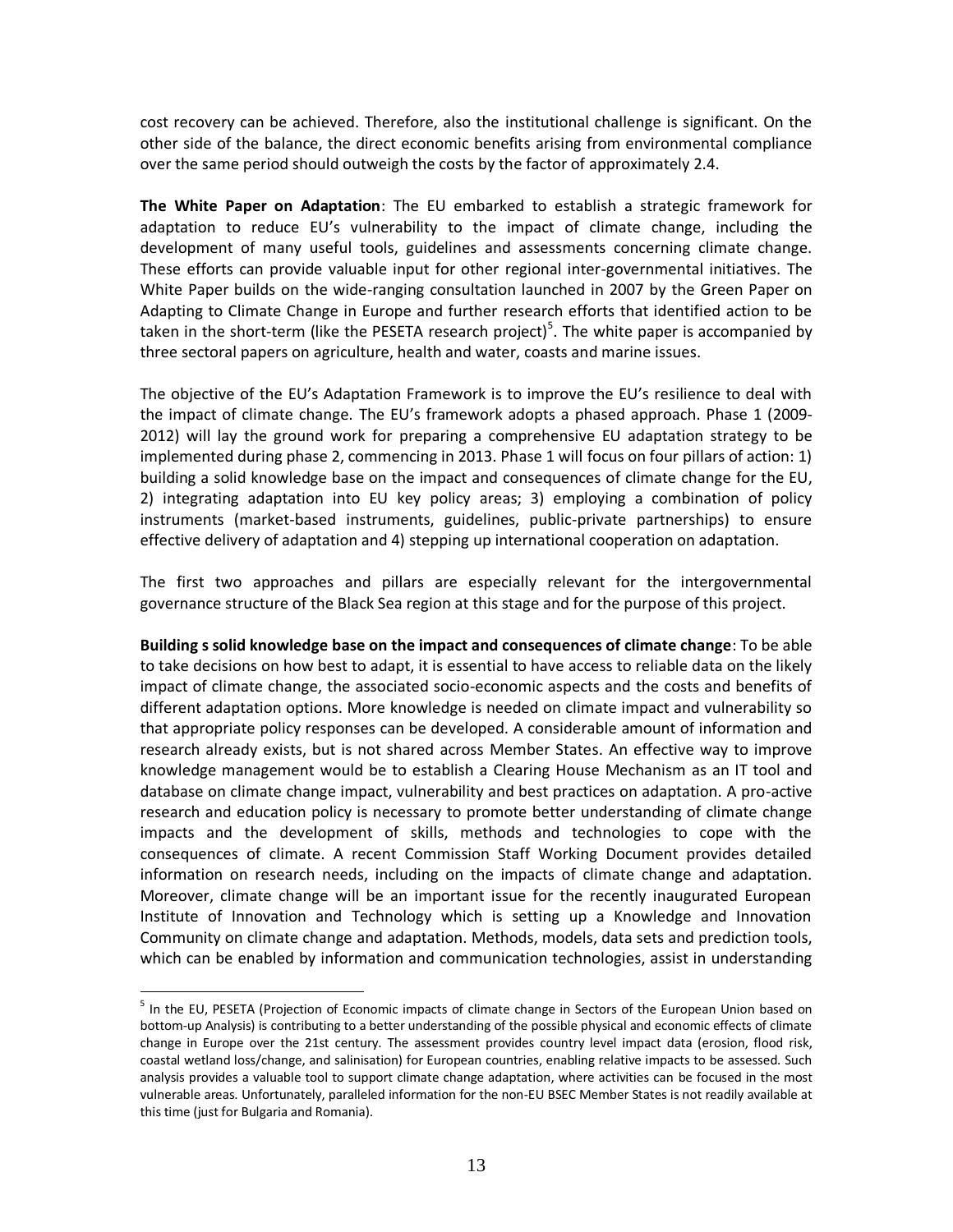cost recovery can be achieved. Therefore, also the institutional challenge is significant. On the other side of the balance, the direct economic benefits arising from environmental compliance over the same period should outweigh the costs by the factor of approximately 2.4.

**The White Paper on Adaptation**: The EU embarked to establish a strategic framework for adaptation to reduce EU's vulnerability to the impact of climate change, including the development of many useful tools, guidelines and assessments concerning climate change. These efforts can provide valuable input for other regional inter-governmental initiatives. The White Paper builds on the wide-ranging consultation launched in 2007 by the Green Paper on Adapting to Climate Change in Europe and further research efforts that identified action to be taken in the short-term (like the PESETA research project)[5]. The white paper is accompanied by three sectoral papers on agriculture, health and water, coasts and marine issues.

The objective of the EU's Adaptation Framework is to improve the EU's resilience to deal with the impact of climate change. The EU's framework adopts a phased approach. Phase 1 (2009-2012) will lay the ground work for preparing a comprehensive EU adaptation strategy to be implemented during phase 2, commencing in 2013. Phase 1 will focus on four pillars of action: 1) building a solid knowledge base on the impact and consequences of climate change for the EU, 2) integrating adaptation into EU key policy areas; 3) employing a combination of policy instruments (market-based instruments, guidelines, public-private partnerships) to ensure effective delivery of adaptation and 4) stepping up international cooperation on adaptation.

The first two approaches and pillars are especially relevant for the intergovernmental governance structure of the Black Sea region at this stage and for the purpose of this project.

**Building s solid knowledge base on the impact and consequences of climate change**: To be able to take decisions on how best to adapt, it is essential to have access to reliable data on the likely impact of climate change, the associated socio-economic aspects and the costs and benefits of different adaptation options. More knowledge is needed on climate impact and vulnerability so that appropriate policy responses can be developed. A considerable amount of information and research already exists, but is not shared across Member States. An effective way to improve knowledge management would be to establish a Clearing House Mechanism as an IT tool and database on climate change impact, vulnerability and best practices on adaptation. A pro-active research and education policy is necessary to promote better understanding of climate change impacts and the development of skills, methods and technologies to cope with the consequences of climate. A recent Commission Staff Working Document provides detailed information on research needs, including on the impacts of climate change and adaptation. Moreover, climate change will be an important issue for the recently inaugurated European Institute of Innovation and Technology which is setting up a Knowledge and Innovation Community on climate change and adaptation. Methods, models, data sets and prediction tools, which can be enabled by information and communication technologies, assist in understanding

[5] In the EU, PESETA (Projection of Economic impacts of climate change in Sectors of the European Union based on bottom-up Analysis) is contributing to a better understanding of the possible physical and economic effects of climate change in Europe over the 21st century. The assessment provides country level impact data (erosion, flood risk, coastal wetland loss/change, and salinisation) for European countries, enabling relative impacts to be assessed. Such analysis provides a valuable tool to support climate change adaptation, where activities can be focused in the most vulnerable areas. Unfortunately, paralleled information for the non-EU BSEC Member States is not readily available at this time (just for Bulgaria and Romania).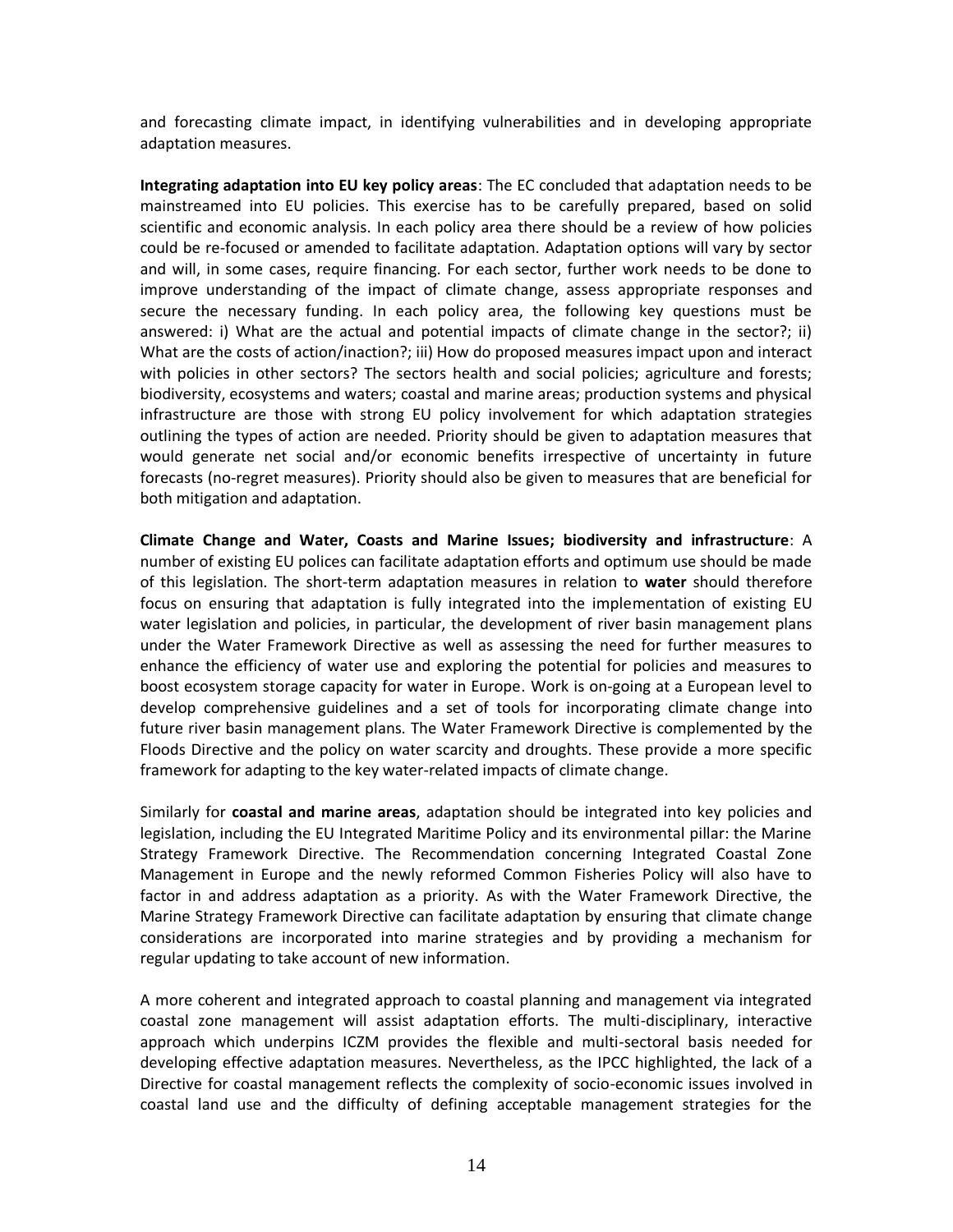and forecasting climate impact, in identifying vulnerabilities and in developing appropriate adaptation measures.

**Integrating adaptation into EU key policy areas**: The EC concluded that adaptation needs to be mainstreamed into EU policies. This exercise has to be carefully prepared, based on solid scientific and economic analysis. In each policy area there should be a review of how policies could be re-focused or amended to facilitate adaptation. Adaptation options will vary by sector and will, in some cases, require financing. For each sector, further work needs to be done to improve understanding of the impact of climate change, assess appropriate responses and secure the necessary funding. In each policy area, the following key questions must be answered: i) What are the actual and potential impacts of climate change in the sector?; ii) What are the costs of action/inaction?; iii) How do proposed measures impact upon and interact with policies in other sectors? The sectors health and social policies; agriculture and forests; biodiversity, ecosystems and waters; coastal and marine areas; production systems and physical infrastructure are those with strong EU policy involvement for which adaptation strategies outlining the types of action are needed. Priority should be given to adaptation measures that would generate net social and/or economic benefits irrespective of uncertainty in future forecasts (no-regret measures). Priority should also be given to measures that are beneficial for both mitigation and adaptation.

**Climate Change and Water, Coasts and Marine Issues; biodiversity and infrastructure**: A number of existing EU polices can facilitate adaptation efforts and optimum use should be made of this legislation. The short-term adaptation measures in relation to **water** should therefore focus on ensuring that adaptation is fully integrated into the implementation of existing EU water legislation and policies, in particular, the development of river basin management plans under the Water Framework Directive as well as assessing the need for further measures to enhance the efficiency of water use and exploring the potential for policies and measures to boost ecosystem storage capacity for water in Europe. Work is on-going at a European level to develop comprehensive guidelines and a set of tools for incorporating climate change into future river basin management plans. The Water Framework Directive is complemented by the Floods Directive and the policy on water scarcity and droughts. These provide a more specific framework for adapting to the key water-related impacts of climate change.

Similarly for **coastal and marine areas**, adaptation should be integrated into key policies and legislation, including the EU Integrated Maritime Policy and its environmental pillar: the Marine Strategy Framework Directive. The Recommendation concerning Integrated Coastal Zone Management in Europe and the newly reformed Common Fisheries Policy will also have to factor in and address adaptation as a priority. As with the Water Framework Directive, the Marine Strategy Framework Directive can facilitate adaptation by ensuring that climate change considerations are incorporated into marine strategies and by providing a mechanism for regular updating to take account of new information.

A more coherent and integrated approach to coastal planning and management via integrated coastal zone management will assist adaptation efforts. The multi-disciplinary, interactive approach which underpins ICZM provides the flexible and multi-sectoral basis needed for developing effective adaptation measures. Nevertheless, as the IPCC highlighted, the lack of a Directive for coastal management reflects the complexity of socio-economic issues involved in coastal land use and the difficulty of defining acceptable management strategies for the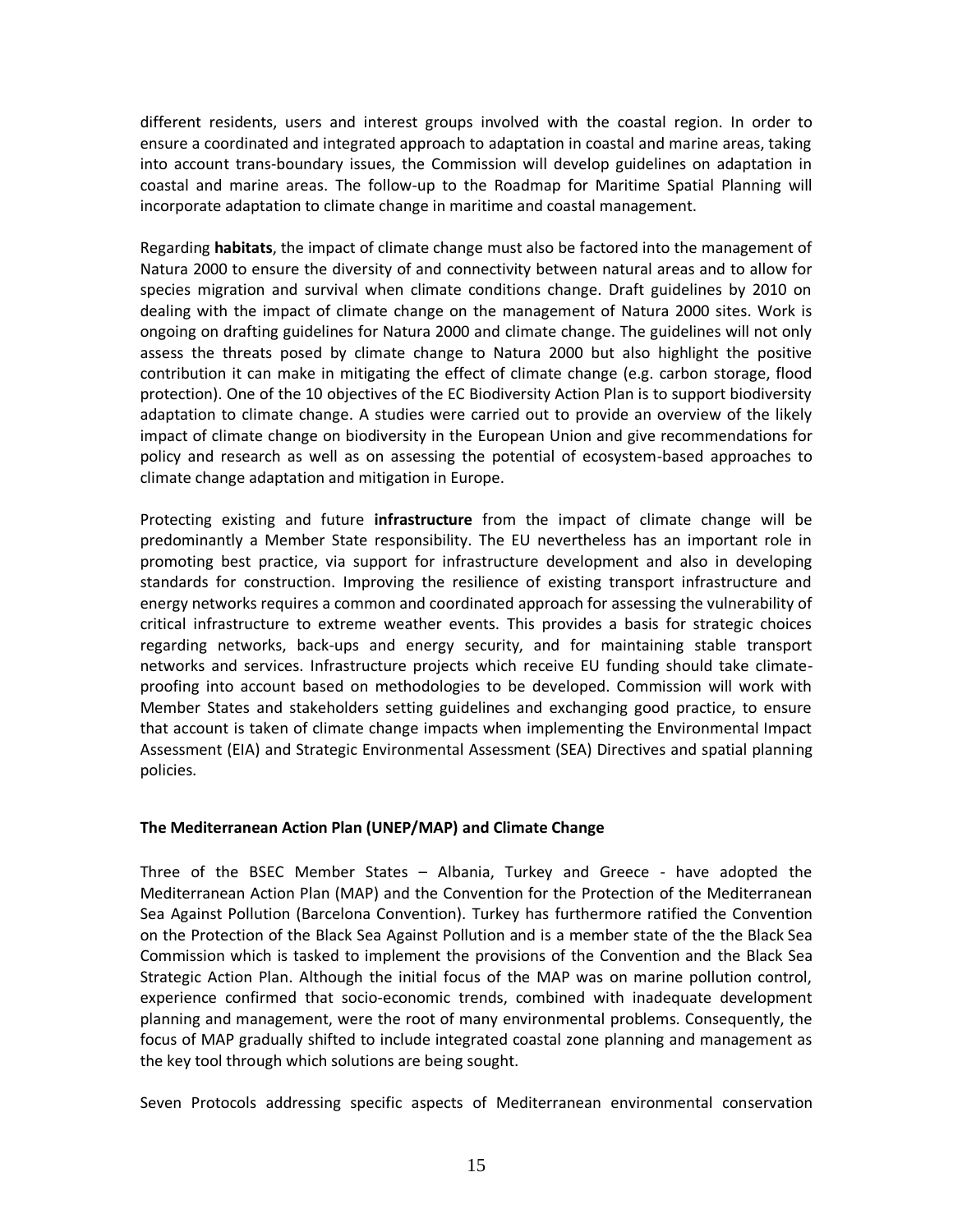different residents, users and interest groups involved with the coastal region. In order to ensure a coordinated and integrated approach to adaptation in coastal and marine areas, taking into account trans-boundary issues, the Commission will develop guidelines on adaptation in coastal and marine areas. The follow-up to the Roadmap for Maritime Spatial Planning will incorporate adaptation to climate change in maritime and coastal management.

Regarding **habitats**, the impact of climate change must also be factored into the management of Natura 2000 to ensure the diversity of and connectivity between natural areas and to allow for species migration and survival when climate conditions change. Draft guidelines by 2010 on dealing with the impact of climate change on the management of Natura 2000 sites. Work is ongoing on drafting guidelines for Natura 2000 and climate change. The guidelines will not only assess the threats posed by climate change to Natura 2000 but also highlight the positive contribution it can make in mitigating the effect of climate change (e.g. carbon storage, flood protection). One of the 10 objectives of the EC Biodiversity Action Plan is to support biodiversity adaptation to climate change. A studies were carried out to provide an overview of the likely impact of climate change on biodiversity in the European Union and give recommendations for policy and research as well as on assessing the potential of ecosystem-based approaches to climate change adaptation and mitigation in Europe.

Protecting existing and future **infrastructure** from the impact of climate change will be predominantly a Member State responsibility. The EU nevertheless has an important role in promoting best practice, via support for infrastructure development and also in developing standards for construction. Improving the resilience of existing transport infrastructure and energy networks requires a common and coordinated approach for assessing the vulnerability of critical infrastructure to extreme weather events. This provides a basis for strategic choices regarding networks, back-ups and energy security, and for maintaining stable transport networks and services. Infrastructure projects which receive EU funding should take climate-proofing into account based on methodologies to be developed. Commission will work with Member States and stakeholders setting guidelines and exchanging good practice, to ensure that account is taken of climate change impacts when implementing the Environmental Impact Assessment (EIA) and Strategic Environmental Assessment (SEA) Directives and spatial planning policies.

**The Mediterranean Action Plan (UNEP/MAP) and Climate Change**

Three of the BSEC Member States – Albania, Turkey and Greece - have adopted the Mediterranean Action Plan (MAP) and the Convention for the Protection of the Mediterranean Sea Against Pollution (Barcelona Convention). Turkey has furthermore ratified the Convention on the Protection of the Black Sea Against Pollution and is a member state of the the Black Sea Commission which is tasked to implement the provisions of the Convention and the Black Sea Strategic Action Plan. Although the initial focus of the MAP was on marine pollution control, experience confirmed that socio-economic trends, combined with inadequate development planning and management, were the root of many environmental problems. Consequently, the focus of MAP gradually shifted to include integrated coastal zone planning and management as the key tool through which solutions are being sought.

Seven Protocols addressing specific aspects of Mediterranean environmental conservation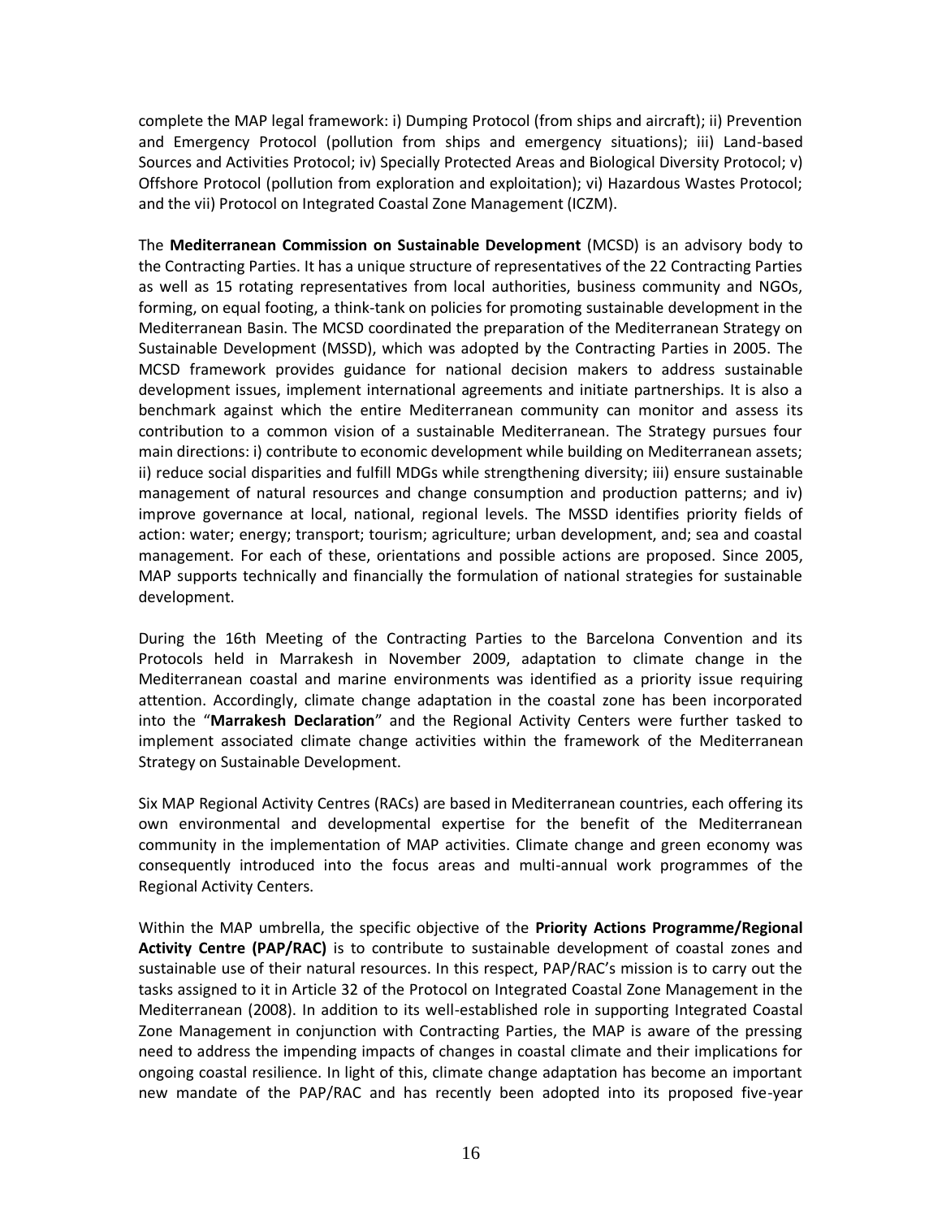complete the MAP legal framework: i) Dumping Protocol (from ships and aircraft); ii) Prevention and Emergency Protocol (pollution from ships and emergency situations); iii) Land-based Sources and Activities Protocol; iv) Specially Protected Areas and Biological Diversity Protocol; v) Offshore Protocol (pollution from exploration and exploitation); vi) Hazardous Wastes Protocol; and the vii) Protocol on Integrated Coastal Zone Management (ICZM).

The **Mediterranean Commission on Sustainable Development** (MCSD) is an advisory body to the Contracting Parties. It has a unique structure of representatives of the 22 Contracting Parties as well as 15 rotating representatives from local authorities, business community and NGOs, forming, on equal footing, a think-tank on policies for promoting sustainable development in the Mediterranean Basin. The MCSD coordinated the preparation of the Mediterranean Strategy on Sustainable Development (MSSD), which was adopted by the Contracting Parties in 2005. The MCSD framework provides guidance for national decision makers to address sustainable development issues, implement international agreements and initiate partnerships. It is also a benchmark against which the entire Mediterranean community can monitor and assess its contribution to a common vision of a sustainable Mediterranean. The Strategy pursues four main directions: i) contribute to economic development while building on Mediterranean assets; ii) reduce social disparities and fulfill MDGs while strengthening diversity; iii) ensure sustainable management of natural resources and change consumption and production patterns; and iv) improve governance at local, national, regional levels. The MSSD identifies priority fields of action: water; energy; transport; tourism; agriculture; urban development, and; sea and coastal management. For each of these, orientations and possible actions are proposed. Since 2005, MAP supports technically and financially the formulation of national strategies for sustainable development.

During the 16th Meeting of the Contracting Parties to the Barcelona Convention and its Protocols held in Marrakesh in November 2009, adaptation to climate change in the Mediterranean coastal and marine environments was identified as a priority issue requiring attention. Accordingly, climate change adaptation in the coastal zone has been incorporated into the "**Marrakesh Declaration**" and the Regional Activity Centers were further tasked to implement associated climate change activities within the framework of the Mediterranean Strategy on Sustainable Development.

Six MAP Regional Activity Centres (RACs) are based in Mediterranean countries, each offering its own environmental and developmental expertise for the benefit of the Mediterranean community in the implementation of MAP activities. Climate change and green economy was consequently introduced into the focus areas and multi-annual work programmes of the Regional Activity Centers.

Within the MAP umbrella, the specific objective of the **Priority Actions Programme/Regional Activity Centre (PAP/RAC)** is to contribute to sustainable development of coastal zones and sustainable use of their natural resources. In this respect, PAP/RAC's mission is to carry out the tasks assigned to it in Article 32 of the Protocol on Integrated Coastal Zone Management in the Mediterranean (2008). In addition to its well-established role in supporting Integrated Coastal Zone Management in conjunction with Contracting Parties, the MAP is aware of the pressing need to address the impending impacts of changes in coastal climate and their implications for ongoing coastal resilience. In light of this, climate change adaptation has become an important new mandate of the PAP/RAC and has recently been adopted into its proposed five-year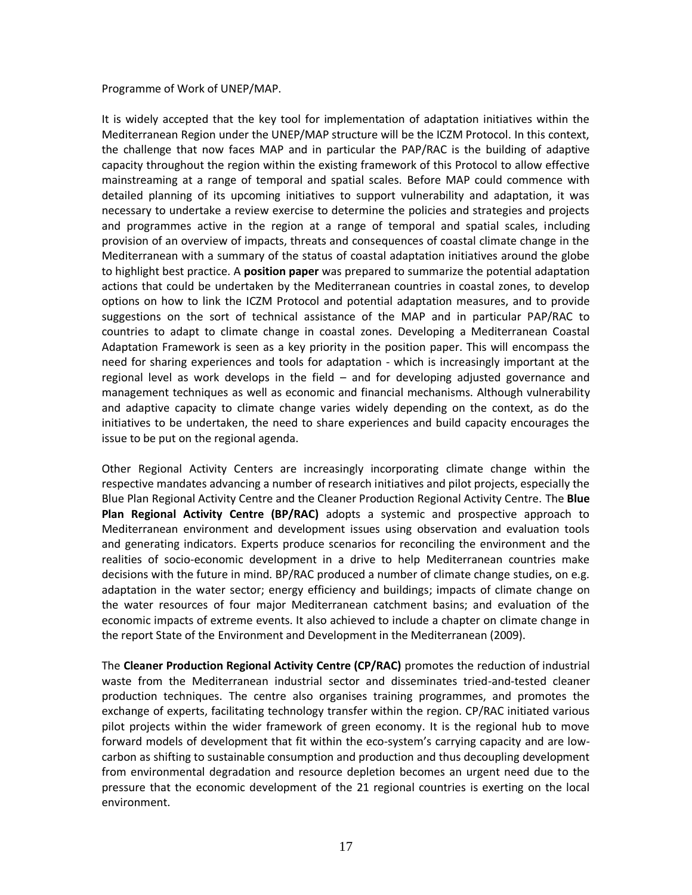Programme of Work of UNEP/MAP.

It is widely accepted that the key tool for implementation of adaptation initiatives within the Mediterranean Region under the UNEP/MAP structure will be the ICZM Protocol. In this context, the challenge that now faces MAP and in particular the PAP/RAC is the building of adaptive capacity throughout the region within the existing framework of this Protocol to allow effective mainstreaming at a range of temporal and spatial scales. Before MAP could commence with detailed planning of its upcoming initiatives to support vulnerability and adaptation, it was necessary to undertake a review exercise to determine the policies and strategies and projects and programmes active in the region at a range of temporal and spatial scales, including provision of an overview of impacts, threats and consequences of coastal climate change in the Mediterranean with a summary of the status of coastal adaptation initiatives around the globe to highlight best practice. A **position paper** was prepared to summarize the potential adaptation actions that could be undertaken by the Mediterranean countries in coastal zones, to develop options on how to link the ICZM Protocol and potential adaptation measures, and to provide suggestions on the sort of technical assistance of the MAP and in particular PAP/RAC to countries to adapt to climate change in coastal zones. Developing a Mediterranean Coastal Adaptation Framework is seen as a key priority in the position paper. This will encompass the need for sharing experiences and tools for adaptation - which is increasingly important at the regional level as work develops in the field – and for developing adjusted governance and management techniques as well as economic and financial mechanisms. Although vulnerability and adaptive capacity to climate change varies widely depending on the context, as do the initiatives to be undertaken, the need to share experiences and build capacity encourages the issue to be put on the regional agenda.

Other Regional Activity Centers are increasingly incorporating climate change within the respective mandates advancing a number of research initiatives and pilot projects, especially the Blue Plan Regional Activity Centre and the Cleaner Production Regional Activity Centre. The **Blue Plan Regional Activity Centre (BP/RAC)** adopts a systemic and prospective approach to Mediterranean environment and development issues using observation and evaluation tools and generating indicators. Experts produce scenarios for reconciling the environment and the realities of socio-economic development in a drive to help Mediterranean countries make decisions with the future in mind. BP/RAC produced a number of climate change studies, on e.g. adaptation in the water sector; energy efficiency and buildings; impacts of climate change on the water resources of four major Mediterranean catchment basins; and evaluation of the economic impacts of extreme events. It also achieved to include a chapter on climate change in the report State of the Environment and Development in the Mediterranean (2009).

The **Cleaner Production Regional Activity Centre (CP/RAC)** promotes the reduction of industrial waste from the Mediterranean industrial sector and disseminates tried-and-tested cleaner production techniques. The centre also organises training programmes, and promotes the exchange of experts, facilitating technology transfer within the region. CP/RAC initiated various pilot projects within the wider framework of green economy. It is the regional hub to move forward models of development that fit within the eco-system's carrying capacity and are low-carbon as shifting to sustainable consumption and production and thus decoupling development from environmental degradation and resource depletion becomes an urgent need due to the pressure that the economic development of the 21 regional countries is exerting on the local environment.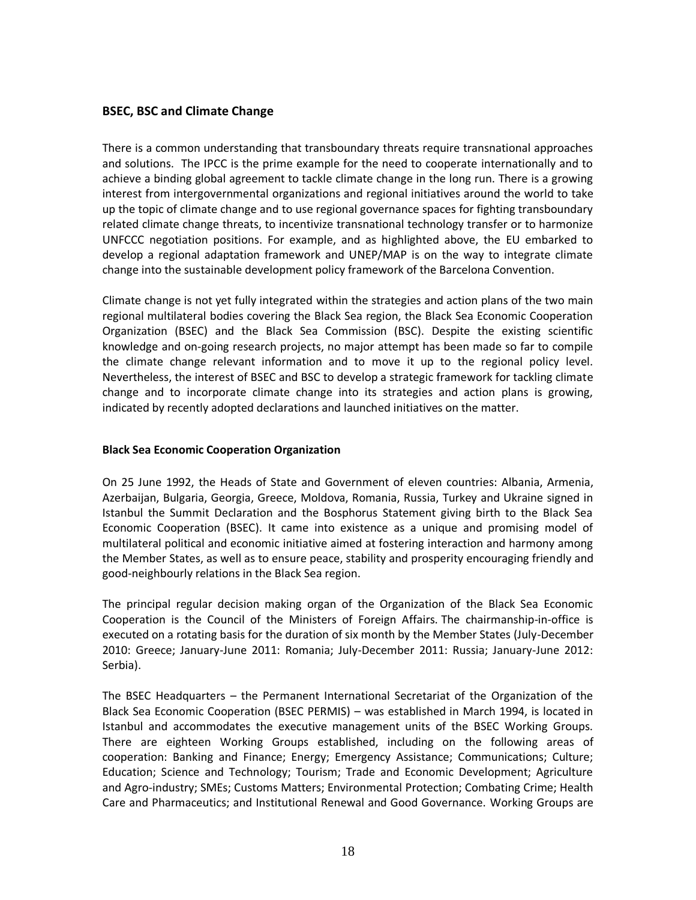## BSEC, BSC and Climate Change

There is a common understanding that transboundary threats require transnational approaches and solutions. The IPCC is the prime example for the need to cooperate internationally and to achieve a binding global agreement to tackle climate change in the long run. There is a growing interest from intergovernmental organizations and regional initiatives around the world to take up the topic of climate change and to use regional governance spaces for fighting transboundary related climate change threats, to incentivize transnational technology transfer or to harmonize UNFCCC negotiation positions. For example, and as highlighted above, the EU embarked to develop a regional adaptation framework and UNEP/MAP is on the way to integrate climate change into the sustainable development policy framework of the Barcelona Convention.

Climate change is not yet fully integrated within the strategies and action plans of the two main regional multilateral bodies covering the Black Sea region, the Black Sea Economic Cooperation Organization (BSEC) and the Black Sea Commission (BSC). Despite the existing scientific knowledge and on-going research projects, no major attempt has been made so far to compile the climate change relevant information and to move it up to the regional policy level. Nevertheless, the interest of BSEC and BSC to develop a strategic framework for tackling climate change and to incorporate climate change into its strategies and action plans is growing, indicated by recently adopted declarations and launched initiatives on the matter.

### Black Sea Economic Cooperation Organization

On 25 June 1992, the Heads of State and Government of eleven countries: Albania, Armenia, Azerbaijan, Bulgaria, Georgia, Greece, Moldova, Romania, Russia, Turkey and Ukraine signed in Istanbul the Summit Declaration and the Bosphorus Statement giving birth to the Black Sea Economic Cooperation (BSEC). It came into existence as a unique and promising model of multilateral political and economic initiative aimed at fostering interaction and harmony among the Member States, as well as to ensure peace, stability and prosperity encouraging friendly and good-neighbourly relations in the Black Sea region.

The principal regular decision making organ of the Organization of the Black Sea Economic Cooperation is the Council of the Ministers of Foreign Affairs. The chairmanship-in-office is executed on a rotating basis for the duration of six month by the Member States (July-December 2010: Greece; January-June 2011: Romania; July-December 2011: Russia; January-June 2012: Serbia).

The BSEC Headquarters – the Permanent International Secretariat of the Organization of the Black Sea Economic Cooperation (BSEC PERMIS) – was established in March 1994, is located in Istanbul and accommodates the executive management units of the BSEC Working Groups. There are eighteen Working Groups established, including on the following areas of cooperation: Banking and Finance; Energy; Emergency Assistance; Communications; Culture; Education; Science and Technology; Tourism; Trade and Economic Development; Agriculture and Agro-industry; SMEs; Customs Matters; Environmental Protection; Combating Crime; Health Care and Pharmaceutics; and Institutional Renewal and Good Governance. Working Groups are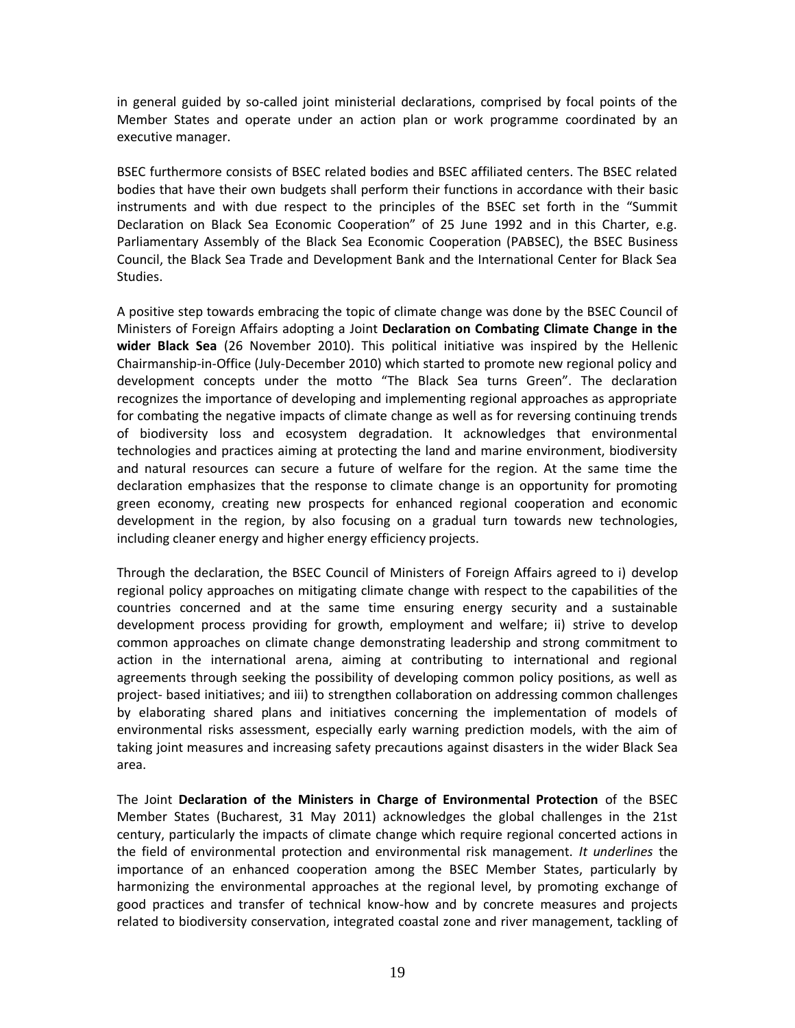in general guided by so-called joint ministerial declarations, comprised by focal points of the Member States and operate under an action plan or work programme coordinated by an executive manager.

BSEC furthermore consists of BSEC related bodies and BSEC affiliated centers. The BSEC related bodies that have their own budgets shall perform their functions in accordance with their basic instruments and with due respect to the principles of the BSEC set forth in the "Summit Declaration on Black Sea Economic Cooperation" of 25 June 1992 and in this Charter, e.g. Parliamentary Assembly of the Black Sea Economic Cooperation (PABSEC), the BSEC Business Council, the Black Sea Trade and Development Bank and the International Center for Black Sea Studies.

A positive step towards embracing the topic of climate change was done by the BSEC Council of Ministers of Foreign Affairs adopting a Joint **Declaration on Combating Climate Change in the wider Black Sea** (26 November 2010). This political initiative was inspired by the Hellenic Chairmanship-in-Office (July-December 2010) which started to promote new regional policy and development concepts under the motto "The Black Sea turns Green". The declaration recognizes the importance of developing and implementing regional approaches as appropriate for combating the negative impacts of climate change as well as for reversing continuing trends of biodiversity loss and ecosystem degradation. It acknowledges that environmental technologies and practices aiming at protecting the land and marine environment, biodiversity and natural resources can secure a future of welfare for the region. At the same time the declaration emphasizes that the response to climate change is an opportunity for promoting green economy, creating new prospects for enhanced regional cooperation and economic development in the region, by also focusing on a gradual turn towards new technologies, including cleaner energy and higher energy efficiency projects.

Through the declaration, the BSEC Council of Ministers of Foreign Affairs agreed to i) develop regional policy approaches on mitigating climate change with respect to the capabilities of the countries concerned and at the same time ensuring energy security and a sustainable development process providing for growth, employment and welfare; ii) strive to develop common approaches on climate change demonstrating leadership and strong commitment to action in the international arena, aiming at contributing to international and regional agreements through seeking the possibility of developing common policy positions, as well as project- based initiatives; and iii) to strengthen collaboration on addressing common challenges by elaborating shared plans and initiatives concerning the implementation of models of environmental risks assessment, especially early warning prediction models, with the aim of taking joint measures and increasing safety precautions against disasters in the wider Black Sea area.

The Joint **Declaration of the Ministers in Charge of Environmental Protection** of the BSEC Member States (Bucharest, 31 May 2011) acknowledges the global challenges in the 21st century, particularly the impacts of climate change which require regional concerted actions in the field of environmental protection and environmental risk management. *It underlines* the importance of an enhanced cooperation among the BSEC Member States, particularly by harmonizing the environmental approaches at the regional level, by promoting exchange of good practices and transfer of technical know-how and by concrete measures and projects related to biodiversity conservation, integrated coastal zone and river management, tackling of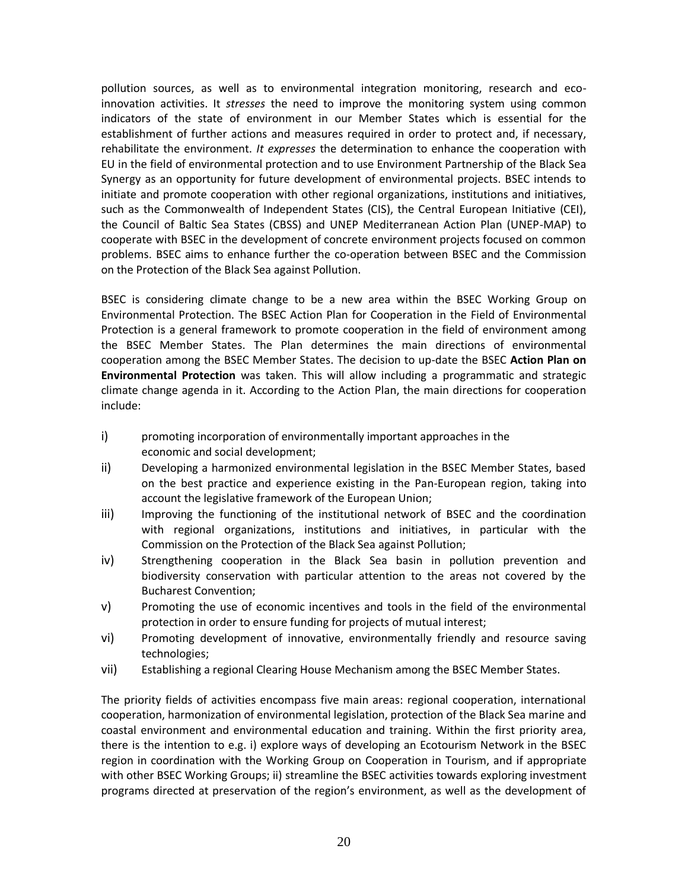pollution sources, as well as to environmental integration monitoring, research and eco-innovation activities. It *stresses* the need to improve the monitoring system using common indicators of the state of environment in our Member States which is essential for the establishment of further actions and measures required in order to protect and, if necessary, rehabilitate the environment. *It expresses* the determination to enhance the cooperation with EU in the field of environmental protection and to use Environment Partnership of the Black Sea Synergy as an opportunity for future development of environmental projects. BSEC intends to initiate and promote cooperation with other regional organizations, institutions and initiatives, such as the Commonwealth of Independent States (CIS), the Central European Initiative (CEI), the Council of Baltic Sea States (CBSS) and UNEP Mediterranean Action Plan (UNEP-MAP) to cooperate with BSEC in the development of concrete environment projects focused on common problems. BSEC aims to enhance further the co-operation between BSEC and the Commission on the Protection of the Black Sea against Pollution.

BSEC is considering climate change to be a new area within the BSEC Working Group on Environmental Protection. The BSEC Action Plan for Cooperation in the Field of Environmental Protection is a general framework to promote cooperation in the field of environment among the BSEC Member States. The Plan determines the main directions of environmental cooperation among the BSEC Member States. The decision to up-date the BSEC **Action Plan on Environmental Protection** was taken. This will allow including a programmatic and strategic climate change agenda in it. According to the Action Plan, the main directions for cooperation include:

i) promoting incorporation of environmentally important approaches in the economic and social development;
ii) Developing a harmonized environmental legislation in the BSEC Member States, based on the best practice and experience existing in the Pan-European region, taking into account the legislative framework of the European Union;
iii) Improving the functioning of the institutional network of BSEC and the coordination with regional organizations, institutions and initiatives, in particular with the Commission on the Protection of the Black Sea against Pollution;
iv) Strengthening cooperation in the Black Sea basin in pollution prevention and biodiversity conservation with particular attention to the areas not covered by the Bucharest Convention;
v) Promoting the use of economic incentives and tools in the field of the environmental protection in order to ensure funding for projects of mutual interest;
vi) Promoting development of innovative, environmentally friendly and resource saving technologies;
vii) Establishing a regional Clearing House Mechanism among the BSEC Member States.

The priority fields of activities encompass five main areas: regional cooperation, international cooperation, harmonization of environmental legislation, protection of the Black Sea marine and coastal environment and environmental education and training. Within the first priority area, there is the intention to e.g. i) explore ways of developing an Ecotourism Network in the BSEC region in coordination with the Working Group on Cooperation in Tourism, and if appropriate with other BSEC Working Groups; ii) streamline the BSEC activities towards exploring investment programs directed at preservation of the region's environment, as well as the development of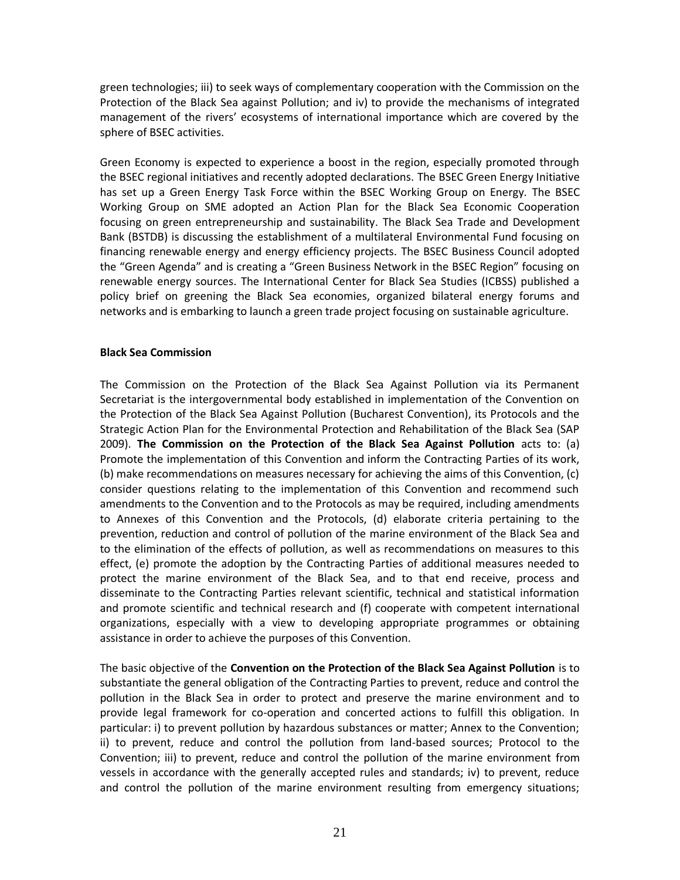green technologies; iii) to seek ways of complementary cooperation with the Commission on the Protection of the Black Sea against Pollution; and iv) to provide the mechanisms of integrated management of the rivers' ecosystems of international importance which are covered by the sphere of BSEC activities.

Green Economy is expected to experience a boost in the region, especially promoted through the BSEC regional initiatives and recently adopted declarations. The BSEC Green Energy Initiative has set up a Green Energy Task Force within the BSEC Working Group on Energy. The BSEC Working Group on SME adopted an Action Plan for the Black Sea Economic Cooperation focusing on green entrepreneurship and sustainability. The Black Sea Trade and Development Bank (BSTDB) is discussing the establishment of a multilateral Environmental Fund focusing on financing renewable energy and energy efficiency projects. The BSEC Business Council adopted the "Green Agenda" and is creating a "Green Business Network in the BSEC Region" focusing on renewable energy sources. The International Center for Black Sea Studies (ICBSS) published a policy brief on greening the Black Sea economies, organized bilateral energy forums and networks and is embarking to launch a green trade project focusing on sustainable agriculture.

**Black Sea Commission**

The Commission on the Protection of the Black Sea Against Pollution via its Permanent Secretariat is the intergovernmental body established in implementation of the Convention on the Protection of the Black Sea Against Pollution (Bucharest Convention), its Protocols and the Strategic Action Plan for the Environmental Protection and Rehabilitation of the Black Sea (SAP 2009). **The Commission on the Protection of the Black Sea Against Pollution** acts to: (a) Promote the implementation of this Convention and inform the Contracting Parties of its work, (b) make recommendations on measures necessary for achieving the aims of this Convention, (c) consider questions relating to the implementation of this Convention and recommend such amendments to the Convention and to the Protocols as may be required, including amendments to Annexes of this Convention and the Protocols, (d) elaborate criteria pertaining to the prevention, reduction and control of pollution of the marine environment of the Black Sea and to the elimination of the effects of pollution, as well as recommendations on measures to this effect, (e) promote the adoption by the Contracting Parties of additional measures needed to protect the marine environment of the Black Sea, and to that end receive, process and disseminate to the Contracting Parties relevant scientific, technical and statistical information and promote scientific and technical research and (f) cooperate with competent international organizations, especially with a view to developing appropriate programmes or obtaining assistance in order to achieve the purposes of this Convention.

The basic objective of the **Convention on the Protection of the Black Sea Against Pollution** is to substantiate the general obligation of the Contracting Parties to prevent, reduce and control the pollution in the Black Sea in order to protect and preserve the marine environment and to provide legal framework for co-operation and concerted actions to fulfill this obligation. In particular: i) to prevent pollution by hazardous substances or matter; Annex to the Convention; ii) to prevent, reduce and control the pollution from land-based sources; Protocol to the Convention; iii) to prevent, reduce and control the pollution of the marine environment from vessels in accordance with the generally accepted rules and standards; iv) to prevent, reduce and control the pollution of the marine environment resulting from emergency situations;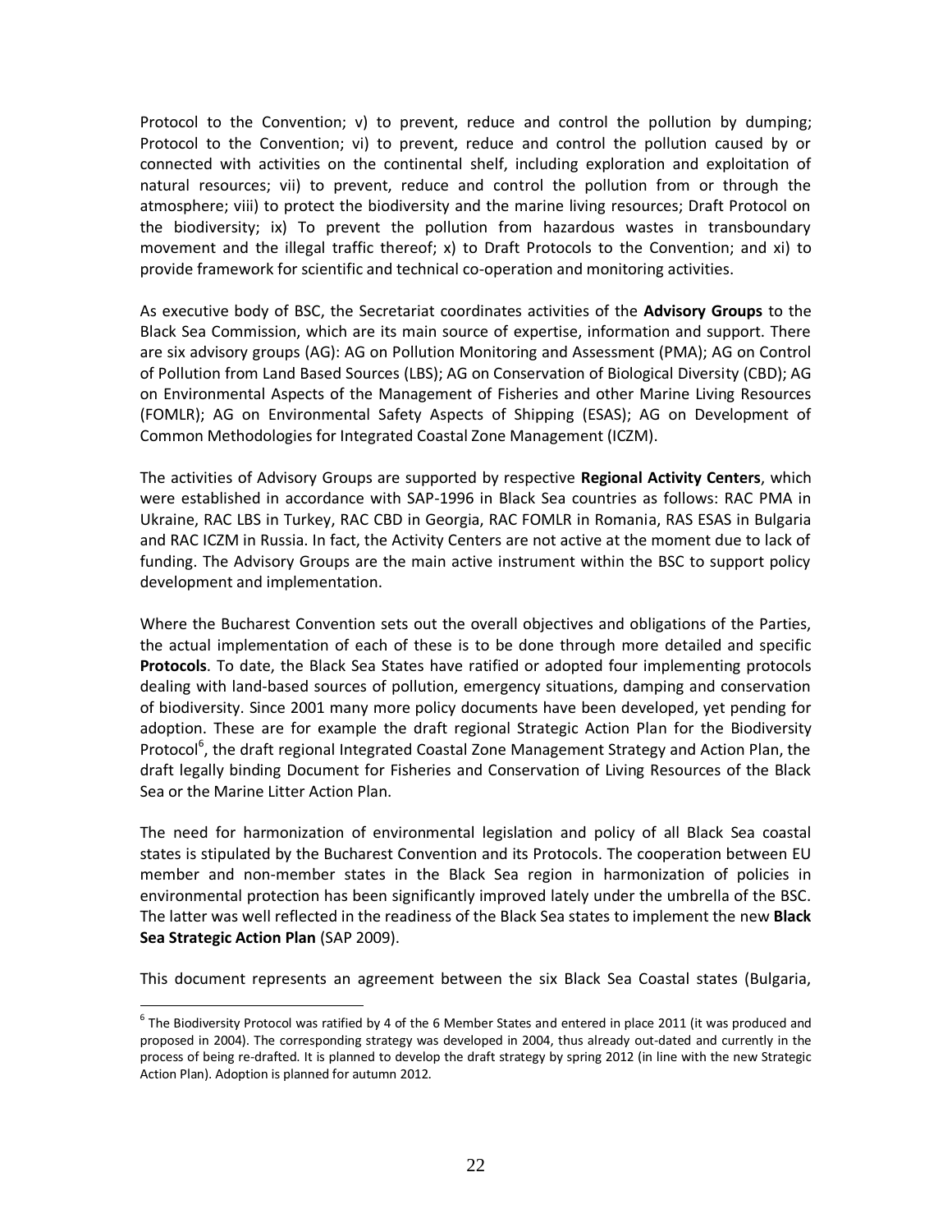Protocol to the Convention; v) to prevent, reduce and control the pollution by dumping; Protocol to the Convention; vi) to prevent, reduce and control the pollution caused by or connected with activities on the continental shelf, including exploration and exploitation of natural resources; vii) to prevent, reduce and control the pollution from or through the atmosphere; viii) to protect the biodiversity and the marine living resources; Draft Protocol on the biodiversity; ix) To prevent the pollution from hazardous wastes in transboundary movement and the illegal traffic thereof; x) to Draft Protocols to the Convention; and xi) to provide framework for scientific and technical co-operation and monitoring activities.

As executive body of BSC, the Secretariat coordinates activities of the **Advisory Groups** to the Black Sea Commission, which are its main source of expertise, information and support. There are six advisory groups (AG): AG on Pollution Monitoring and Assessment (PMA); AG on Control of Pollution from Land Based Sources (LBS); AG on Conservation of Biological Diversity (CBD); AG on Environmental Aspects of the Management of Fisheries and other Marine Living Resources (FOMLR); AG on Environmental Safety Aspects of Shipping (ESAS); AG on Development of Common Methodologies for Integrated Coastal Zone Management (ICZM).

The activities of Advisory Groups are supported by respective **Regional Activity Centers**, which were established in accordance with SAP-1996 in Black Sea countries as follows: RAC PMA in Ukraine, RAC LBS in Turkey, RAC CBD in Georgia, RAC FOMLR in Romania, RAS ESAS in Bulgaria and RAC ICZM in Russia. In fact, the Activity Centers are not active at the moment due to lack of funding. The Advisory Groups are the main active instrument within the BSC to support policy development and implementation.

Where the Bucharest Convention sets out the overall objectives and obligations of the Parties, the actual implementation of each of these is to be done through more detailed and specific **Protocols**. To date, the Black Sea States have ratified or adopted four implementing protocols dealing with land-based sources of pollution, emergency situations, damping and conservation of biodiversity. Since 2001 many more policy documents have been developed, yet pending for adoption. These are for example the draft regional Strategic Action Plan for the Biodiversity Protocol[6], the draft regional Integrated Coastal Zone Management Strategy and Action Plan, the draft legally binding Document for Fisheries and Conservation of Living Resources of the Black Sea or the Marine Litter Action Plan.

The need for harmonization of environmental legislation and policy of all Black Sea coastal states is stipulated by the Bucharest Convention and its Protocols. The cooperation between EU member and non-member states in the Black Sea region in harmonization of policies in environmental protection has been significantly improved lately under the umbrella of the BSC. The latter was well reflected in the readiness of the Black Sea states to implement the new **Black Sea Strategic Action Plan** (SAP 2009).

This document represents an agreement between the six Black Sea Coastal states (Bulgaria,

[6] The Biodiversity Protocol was ratified by 4 of the 6 Member States and entered in place 2011 (it was produced and proposed in 2004). The corresponding strategy was developed in 2004, thus already out-dated and currently in the process of being re-drafted. It is planned to develop the draft strategy by spring 2012 (in line with the new Strategic Action Plan). Adoption is planned for autumn 2012.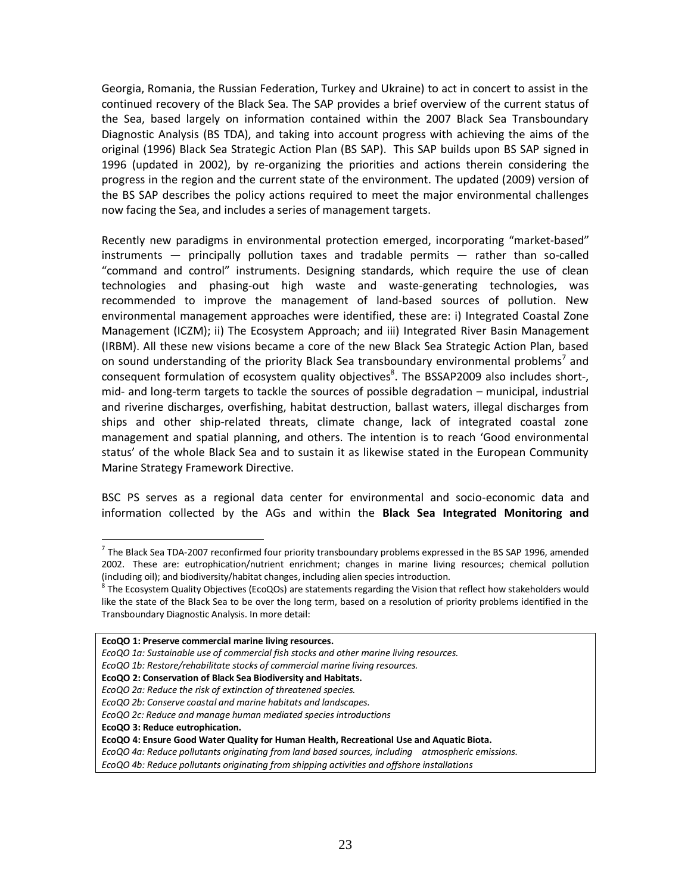Georgia, Romania, the Russian Federation, Turkey and Ukraine) to act in concert to assist in the continued recovery of the Black Sea. The SAP provides a brief overview of the current status of the Sea, based largely on information contained within the 2007 Black Sea Transboundary Diagnostic Analysis (BS TDA), and taking into account progress with achieving the aims of the original (1996) Black Sea Strategic Action Plan (BS SAP). This SAP builds upon BS SAP signed in 1996 (updated in 2002), by re-organizing the priorities and actions therein considering the progress in the region and the current state of the environment. The updated (2009) version of the BS SAP describes the policy actions required to meet the major environmental challenges now facing the Sea, and includes a series of management targets.

Recently new paradigms in environmental protection emerged, incorporating "market-based" instruments — principally pollution taxes and tradable permits — rather than so-called "command and control" instruments. Designing standards, which require the use of clean technologies and phasing-out high waste and waste-generating technologies, was recommended to improve the management of land-based sources of pollution. New environmental management approaches were identified, these are: i) Integrated Coastal Zone Management (ICZM); ii) The Ecosystem Approach; and iii) Integrated River Basin Management (IRBM). All these new visions became a core of the new Black Sea Strategic Action Plan, based on sound understanding of the priority Black Sea transboundary environmental problems[7] and consequent formulation of ecosystem quality objectives[8]. The BSSAP2009 also includes short-, mid- and long-term targets to tackle the sources of possible degradation – municipal, industrial and riverine discharges, overfishing, habitat destruction, ballast waters, illegal discharges from ships and other ship-related threats, climate change, lack of integrated coastal zone management and spatial planning, and others. The intention is to reach 'Good environmental status' of the whole Black Sea and to sustain it as likewise stated in the European Community Marine Strategy Framework Directive.

BSC PS serves as a regional data center for environmental and socio-economic data and information collected by the AGs and within the **Black Sea Integrated Monitoring and**

---

[7] The Black Sea TDA-2007 reconfirmed four priority transboundary problems expressed in the BS SAP 1996, amended 2002. These are: eutrophication/nutrient enrichment; changes in marine living resources; chemical pollution (including oil); and biodiversity/habitat changes, including alien species introduction.

[8] The Ecosystem Quality Objectives (EcoQOs) are statements regarding the Vision that reflect how stakeholders would like the state of the Black Sea to be over the long term, based on a resolution of priority problems identified in the Transboundary Diagnostic Analysis. In more detail:

**EcoQO 1: Preserve commercial marine living resources.**
*EcoQO 1a: Sustainable use of commercial fish stocks and other marine living resources.*
*EcoQO 1b: Restore/rehabilitate stocks of commercial marine living resources.*
**EcoQO 2: Conservation of Black Sea Biodiversity and Habitats.**
*EcoQO 2a: Reduce the risk of extinction of threatened species.*
*EcoQO 2b: Conserve coastal and marine habitats and landscapes.*
*EcoQO 2c: Reduce and manage human mediated species introductions*
**EcoQO 3: Reduce eutrophication.**
**EcoQO 4: Ensure Good Water Quality for Human Health, Recreational Use and Aquatic Biota.**
*EcoQO 4a: Reduce pollutants originating from land based sources, including atmospheric emissions.*
*EcoQO 4b: Reduce pollutants originating from shipping activities and offshore installations*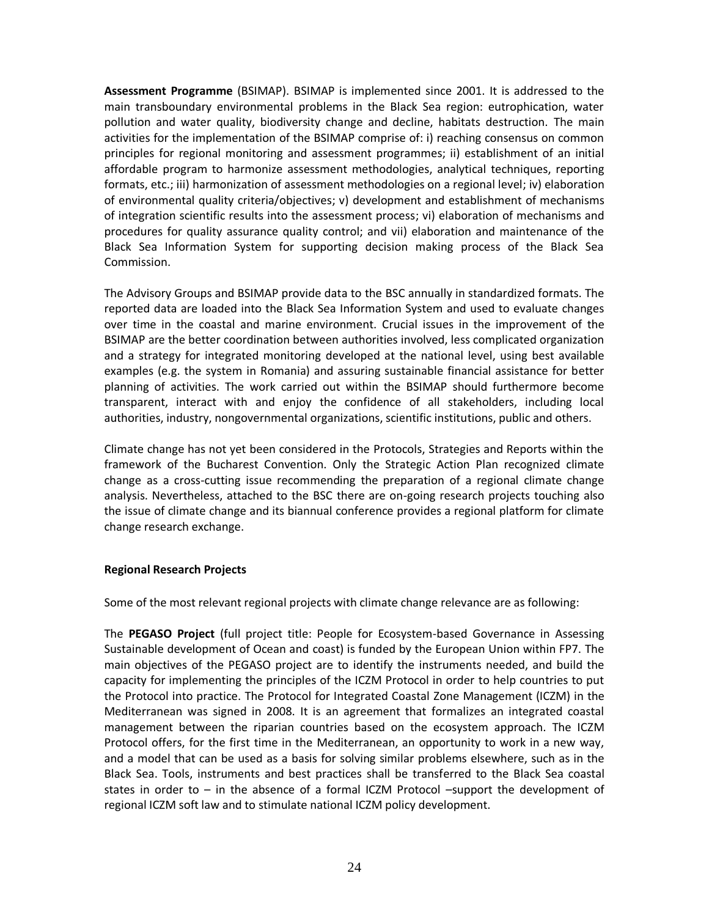**Assessment Programme** (BSIMAP). BSIMAP is implemented since 2001. It is addressed to the main transboundary environmental problems in the Black Sea region: eutrophication, water pollution and water quality, biodiversity change and decline, habitats destruction. The main activities for the implementation of the BSIMAP comprise of: i) reaching consensus on common principles for regional monitoring and assessment programmes; ii) establishment of an initial affordable program to harmonize assessment methodologies, analytical techniques, reporting formats, etc.; iii) harmonization of assessment methodologies on a regional level; iv) elaboration of environmental quality criteria/objectives; v) development and establishment of mechanisms of integration scientific results into the assessment process; vi) elaboration of mechanisms and procedures for quality assurance quality control; and vii) elaboration and maintenance of the Black Sea Information System for supporting decision making process of the Black Sea Commission.

The Advisory Groups and BSIMAP provide data to the BSC annually in standardized formats. The reported data are loaded into the Black Sea Information System and used to evaluate changes over time in the coastal and marine environment. Crucial issues in the improvement of the BSIMAP are the better coordination between authorities involved, less complicated organization and a strategy for integrated monitoring developed at the national level, using best available examples (e.g. the system in Romania) and assuring sustainable financial assistance for better planning of activities. The work carried out within the BSIMAP should furthermore become transparent, interact with and enjoy the confidence of all stakeholders, including local authorities, industry, nongovernmental organizations, scientific institutions, public and others.

Climate change has not yet been considered in the Protocols, Strategies and Reports within the framework of the Bucharest Convention. Only the Strategic Action Plan recognized climate change as a cross-cutting issue recommending the preparation of a regional climate change analysis. Nevertheless, attached to the BSC there are on-going research projects touching also the issue of climate change and its biannual conference provides a regional platform for climate change research exchange.

**Regional Research Projects**

Some of the most relevant regional projects with climate change relevance are as following:

The **PEGASO Project** (full project title: People for Ecosystem-based Governance in Assessing Sustainable development of Ocean and coast) is funded by the European Union within FP7. The main objectives of the PEGASO project are to identify the instruments needed, and build the capacity for implementing the principles of the ICZM Protocol in order to help countries to put the Protocol into practice. The Protocol for Integrated Coastal Zone Management (ICZM) in the Mediterranean was signed in 2008. It is an agreement that formalizes an integrated coastal management between the riparian countries based on the ecosystem approach. The ICZM Protocol offers, for the first time in the Mediterranean, an opportunity to work in a new way, and a model that can be used as a basis for solving similar problems elsewhere, such as in the Black Sea. Tools, instruments and best practices shall be transferred to the Black Sea coastal states in order to – in the absence of a formal ICZM Protocol –support the development of regional ICZM soft law and to stimulate national ICZM policy development.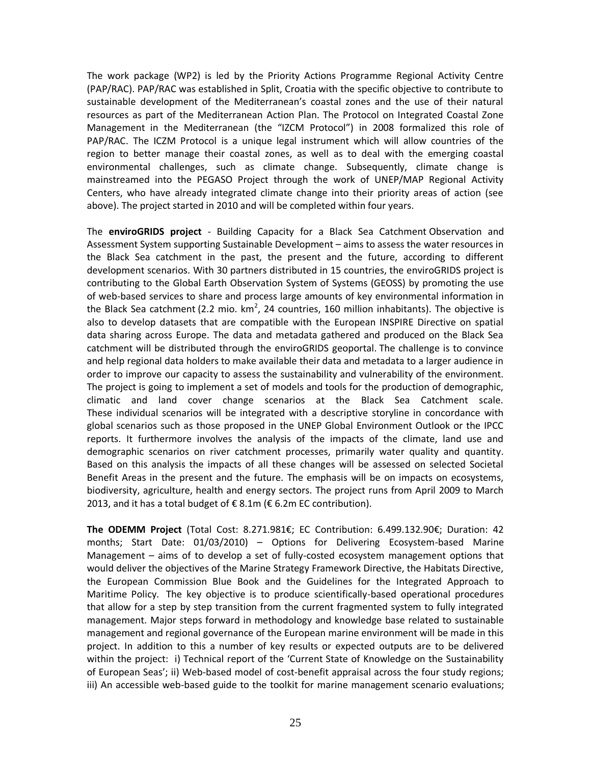The work package (WP2) is led by the Priority Actions Programme Regional Activity Centre (PAP/RAC). PAP/RAC was established in Split, Croatia with the specific objective to contribute to sustainable development of the Mediterranean's coastal zones and the use of their natural resources as part of the Mediterranean Action Plan. The Protocol on Integrated Coastal Zone Management in the Mediterranean (the "IZCM Protocol") in 2008 formalized this role of PAP/RAC. The ICZM Protocol is a unique legal instrument which will allow countries of the region to better manage their coastal zones, as well as to deal with the emerging coastal environmental challenges, such as climate change. Subsequently, climate change is mainstreamed into the PEGASO Project through the work of UNEP/MAP Regional Activity Centers, who have already integrated climate change into their priority areas of action (see above). The project started in 2010 and will be completed within four years.

The **enviroGRIDS project** - Building Capacity for a Black Sea Catchment Observation and Assessment System supporting Sustainable Development – aims to assess the water resources in the Black Sea catchment in the past, the present and the future, according to different development scenarios. With 30 partners distributed in 15 countries, the enviroGRIDS project is contributing to the Global Earth Observation System of Systems (GEOSS) by promoting the use of web-based services to share and process large amounts of key environmental information in the Black Sea catchment (2.2 mio. km$^2$, 24 countries, 160 million inhabitants). The objective is also to develop datasets that are compatible with the European INSPIRE Directive on spatial data sharing across Europe. The data and metadata gathered and produced on the Black Sea catchment will be distributed through the enviroGRIDS geoportal. The challenge is to convince and help regional data holders to make available their data and metadata to a larger audience in order to improve our capacity to assess the sustainability and vulnerability of the environment. The project is going to implement a set of models and tools for the production of demographic, climatic and land cover change scenarios at the Black Sea Catchment scale. These individual scenarios will be integrated with a descriptive storyline in concordance with global scenarios such as those proposed in the UNEP Global Environment Outlook or the IPCC reports. It furthermore involves the analysis of the impacts of the climate, land use and demographic scenarios on river catchment processes, primarily water quality and quantity. Based on this analysis the impacts of all these changes will be assessed on selected Societal Benefit Areas in the present and the future. The emphasis will be on impacts on ecosystems, biodiversity, agriculture, health and energy sectors. The project runs from April 2009 to March 2013, and it has a total budget of € 8.1m (€ 6.2m EC contribution).

**The ODEMM Project** (Total Cost: 8.271.981€; EC Contribution: 6.499.132.90€; Duration: 42 months; Start Date: 01/03/2010) – Options for Delivering Ecosystem-based Marine Management – aims of to develop a set of fully-costed ecosystem management options that would deliver the objectives of the Marine Strategy Framework Directive, the Habitats Directive, the European Commission Blue Book and the Guidelines for the Integrated Approach to Maritime Policy. The key objective is to produce scientifically-based operational procedures that allow for a step by step transition from the current fragmented system to fully integrated management. Major steps forward in methodology and knowledge base related to sustainable management and regional governance of the European marine environment will be made in this project. In addition to this a number of key results or expected outputs are to be delivered within the project: i) Technical report of the 'Current State of Knowledge on the Sustainability of European Seas'; ii) Web-based model of cost-benefit appraisal across the four study regions; iii) An accessible web-based guide to the toolkit for marine management scenario evaluations;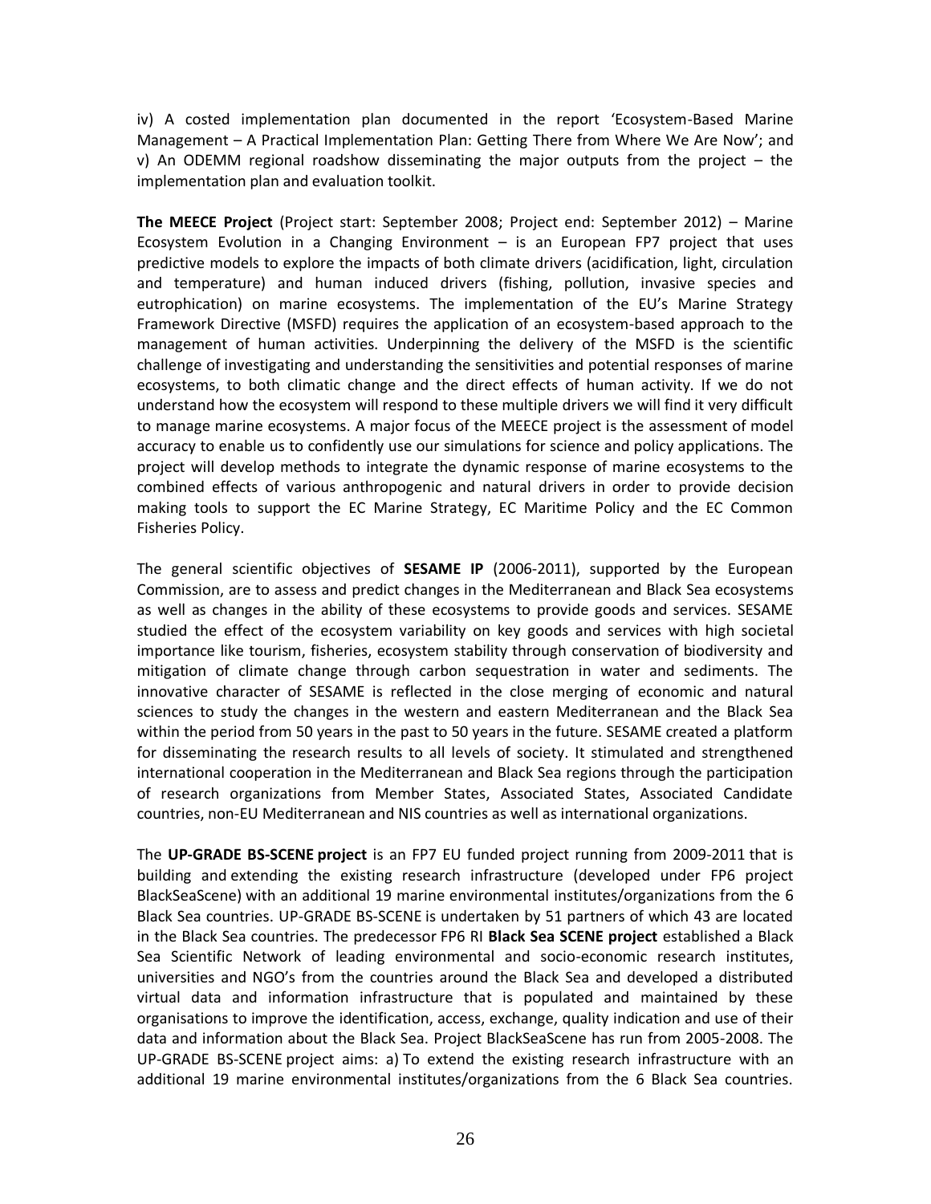iv) A costed implementation plan documented in the report 'Ecosystem-Based Marine Management – A Practical Implementation Plan: Getting There from Where We Are Now'; and v) An ODEMM regional roadshow disseminating the major outputs from the project – the implementation plan and evaluation toolkit.

**The MEECE Project** (Project start: September 2008; Project end: September 2012) – Marine Ecosystem Evolution in a Changing Environment – is an European FP7 project that uses predictive models to explore the impacts of both climate drivers (acidification, light, circulation and temperature) and human induced drivers (fishing, pollution, invasive species and eutrophication) on marine ecosystems. The implementation of the EU's Marine Strategy Framework Directive (MSFD) requires the application of an ecosystem-based approach to the management of human activities. Underpinning the delivery of the MSFD is the scientific challenge of investigating and understanding the sensitivities and potential responses of marine ecosystems, to both climatic change and the direct effects of human activity. If we do not understand how the ecosystem will respond to these multiple drivers we will find it very difficult to manage marine ecosystems. A major focus of the MEECE project is the assessment of model accuracy to enable us to confidently use our simulations for science and policy applications. The project will develop methods to integrate the dynamic response of marine ecosystems to the combined effects of various anthropogenic and natural drivers in order to provide decision making tools to support the EC Marine Strategy, EC Maritime Policy and the EC Common Fisheries Policy.

The general scientific objectives of **SESAME IP** (2006-2011), supported by the European Commission, are to assess and predict changes in the Mediterranean and Black Sea ecosystems as well as changes in the ability of these ecosystems to provide goods and services. SESAME studied the effect of the ecosystem variability on key goods and services with high societal importance like tourism, fisheries, ecosystem stability through conservation of biodiversity and mitigation of climate change through carbon sequestration in water and sediments. The innovative character of SESAME is reflected in the close merging of economic and natural sciences to study the changes in the western and eastern Mediterranean and the Black Sea within the period from 50 years in the past to 50 years in the future. SESAME created a platform for disseminating the research results to all levels of society. It stimulated and strengthened international cooperation in the Mediterranean and Black Sea regions through the participation of research organizations from Member States, Associated States, Associated Candidate countries, non-EU Mediterranean and NIS countries as well as international organizations.

The **UP-GRADE BS-SCENE project** is an FP7 EU funded project running from 2009-2011 that is building and extending the existing research infrastructure (developed under FP6 project BlackSeaScene) with an additional 19 marine environmental institutes/organizations from the 6 Black Sea countries. UP-GRADE BS-SCENE is undertaken by 51 partners of which 43 are located in the Black Sea countries. The predecessor FP6 RI **Black Sea SCENE project** established a Black Sea Scientific Network of leading environmental and socio-economic research institutes, universities and NGO's from the countries around the Black Sea and developed a distributed virtual data and information infrastructure that is populated and maintained by these organisations to improve the identification, access, exchange, quality indication and use of their data and information about the Black Sea. Project BlackSeaScene has run from 2005-2008. The UP-GRADE BS-SCENE project aims: a) To extend the existing research infrastructure with an additional 19 marine environmental institutes/organizations from the 6 Black Sea countries.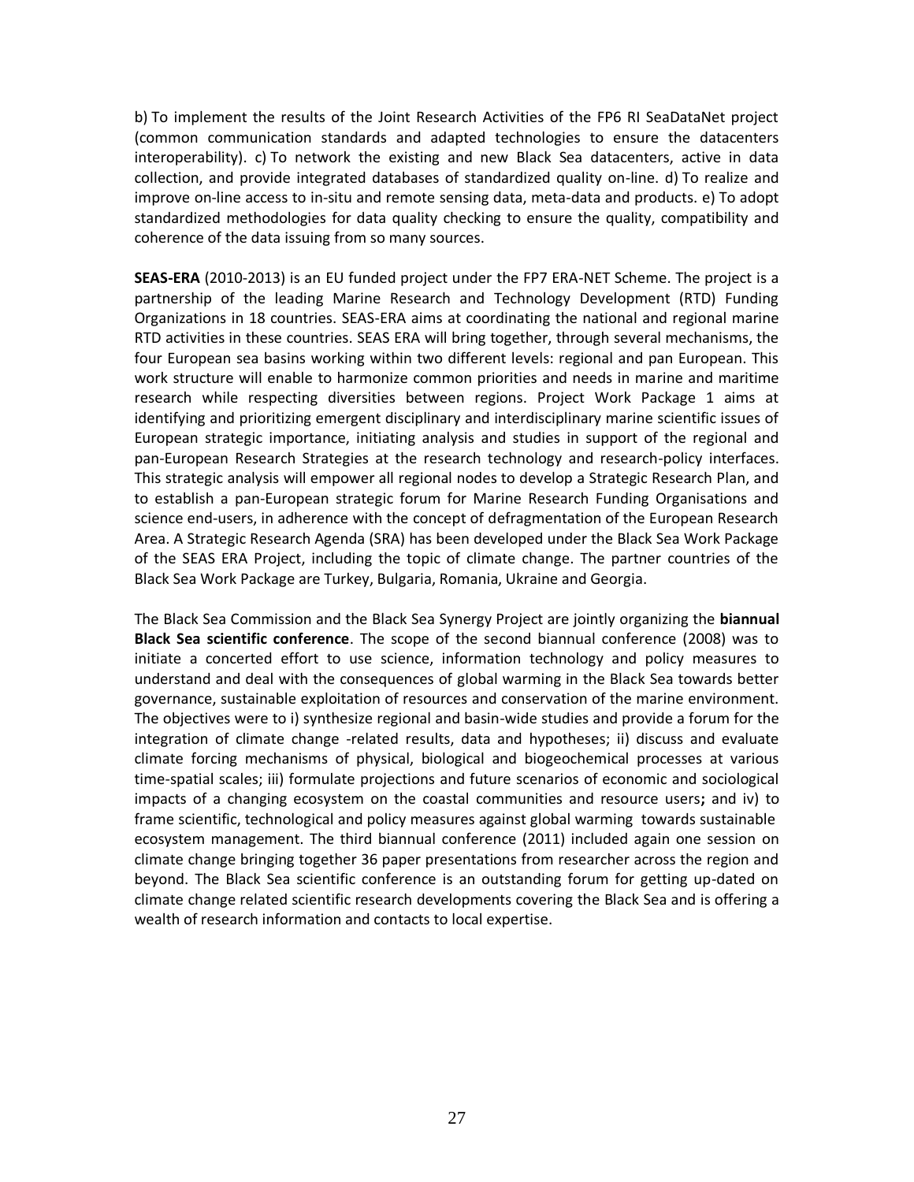b) To implement the results of the Joint Research Activities of the FP6 RI SeaDataNet project (common communication standards and adapted technologies to ensure the datacenters interoperability). c) To network the existing and new Black Sea datacenters, active in data collection, and provide integrated databases of standardized quality on-line. d) To realize and improve on-line access to in-situ and remote sensing data, meta-data and products. e) To adopt standardized methodologies for data quality checking to ensure the quality, compatibility and coherence of the data issuing from so many sources.

**SEAS-ERA** (2010-2013) is an EU funded project under the FP7 ERA-NET Scheme. The project is a partnership of the leading Marine Research and Technology Development (RTD) Funding Organizations in 18 countries. SEAS-ERA aims at coordinating the national and regional marine RTD activities in these countries. SEAS ERA will bring together, through several mechanisms, the four European sea basins working within two different levels: regional and pan European. This work structure will enable to harmonize common priorities and needs in marine and maritime research while respecting diversities between regions. Project Work Package 1 aims at identifying and prioritizing emergent disciplinary and interdisciplinary marine scientific issues of European strategic importance, initiating analysis and studies in support of the regional and pan-European Research Strategies at the research technology and research-policy interfaces. This strategic analysis will empower all regional nodes to develop a Strategic Research Plan, and to establish a pan-European strategic forum for Marine Research Funding Organisations and science end-users, in adherence with the concept of defragmentation of the European Research Area. A Strategic Research Agenda (SRA) has been developed under the Black Sea Work Package of the SEAS ERA Project, including the topic of climate change. The partner countries of the Black Sea Work Package are Turkey, Bulgaria, Romania, Ukraine and Georgia.

The Black Sea Commission and the Black Sea Synergy Project are jointly organizing the **biannual Black Sea scientific conference**. The scope of the second biannual conference (2008) was to initiate a concerted effort to use science, information technology and policy measures to understand and deal with the consequences of global warming in the Black Sea towards better governance, sustainable exploitation of resources and conservation of the marine environment. The objectives were to i) synthesize regional and basin-wide studies and provide a forum for the integration of climate change -related results, data and hypotheses; ii) discuss and evaluate climate forcing mechanisms of physical, biological and biogeochemical processes at various time-spatial scales; iii) formulate projections and future scenarios of economic and sociological impacts of a changing ecosystem on the coastal communities and resource users**;** and iv) to frame scientific, technological and policy measures against global warming towards sustainable ecosystem management. The third biannual conference (2011) included again one session on climate change bringing together 36 paper presentations from researcher across the region and beyond. The Black Sea scientific conference is an outstanding forum for getting up-dated on climate change related scientific research developments covering the Black Sea and is offering a wealth of research information and contacts to local expertise.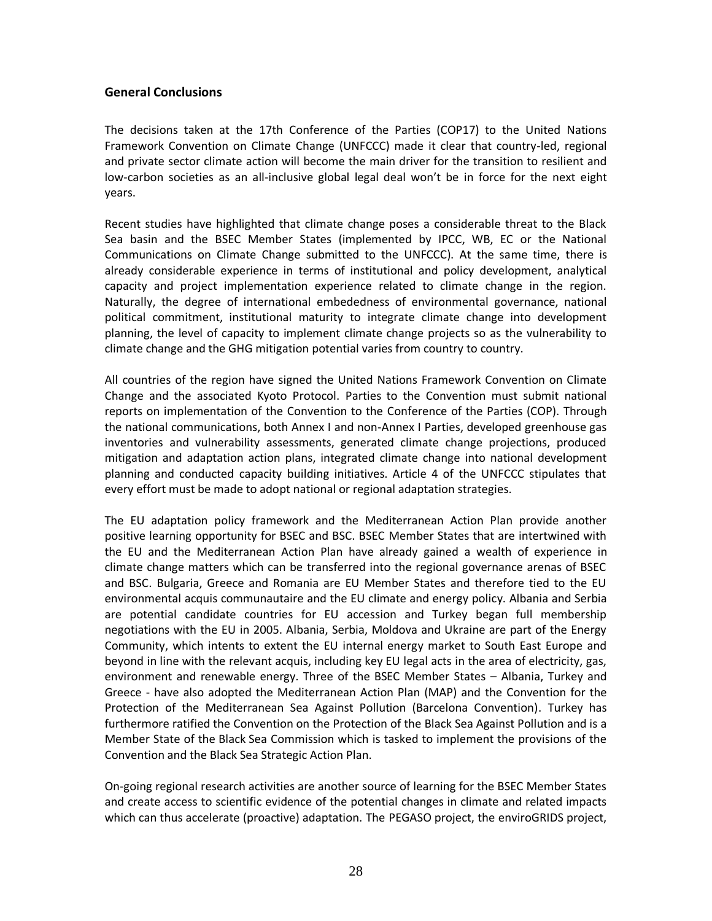## General Conclusions

The decisions taken at the 17th Conference of the Parties (COP17) to the United Nations Framework Convention on Climate Change (UNFCCC) made it clear that country-led, regional and private sector climate action will become the main driver for the transition to resilient and low-carbon societies as an all-inclusive global legal deal won't be in force for the next eight years.

Recent studies have highlighted that climate change poses a considerable threat to the Black Sea basin and the BSEC Member States (implemented by IPCC, WB, EC or the National Communications on Climate Change submitted to the UNFCCC). At the same time, there is already considerable experience in terms of institutional and policy development, analytical capacity and project implementation experience related to climate change in the region. Naturally, the degree of international embededness of environmental governance, national political commitment, institutional maturity to integrate climate change into development planning, the level of capacity to implement climate change projects so as the vulnerability to climate change and the GHG mitigation potential varies from country to country.

All countries of the region have signed the United Nations Framework Convention on Climate Change and the associated Kyoto Protocol. Parties to the Convention must submit national reports on implementation of the Convention to the Conference of the Parties (COP). Through the national communications, both Annex I and non-Annex I Parties, developed greenhouse gas inventories and vulnerability assessments, generated climate change projections, produced mitigation and adaptation action plans, integrated climate change into national development planning and conducted capacity building initiatives. Article 4 of the UNFCCC stipulates that every effort must be made to adopt national or regional adaptation strategies.

The EU adaptation policy framework and the Mediterranean Action Plan provide another positive learning opportunity for BSEC and BSC. BSEC Member States that are intertwined with the EU and the Mediterranean Action Plan have already gained a wealth of experience in climate change matters which can be transferred into the regional governance arenas of BSEC and BSC. Bulgaria, Greece and Romania are EU Member States and therefore tied to the EU environmental acquis communautaire and the EU climate and energy policy. Albania and Serbia are potential candidate countries for EU accession and Turkey began full membership negotiations with the EU in 2005. Albania, Serbia, Moldova and Ukraine are part of the Energy Community, which intents to extent the EU internal energy market to South East Europe and beyond in line with the relevant acquis, including key EU legal acts in the area of electricity, gas, environment and renewable energy. Three of the BSEC Member States – Albania, Turkey and Greece - have also adopted the Mediterranean Action Plan (MAP) and the Convention for the Protection of the Mediterranean Sea Against Pollution (Barcelona Convention). Turkey has furthermore ratified the Convention on the Protection of the Black Sea Against Pollution and is a Member State of the Black Sea Commission which is tasked to implement the provisions of the Convention and the Black Sea Strategic Action Plan.

On-going regional research activities are another source of learning for the BSEC Member States and create access to scientific evidence of the potential changes in climate and related impacts which can thus accelerate (proactive) adaptation. The PEGASO project, the enviroGRIDS project,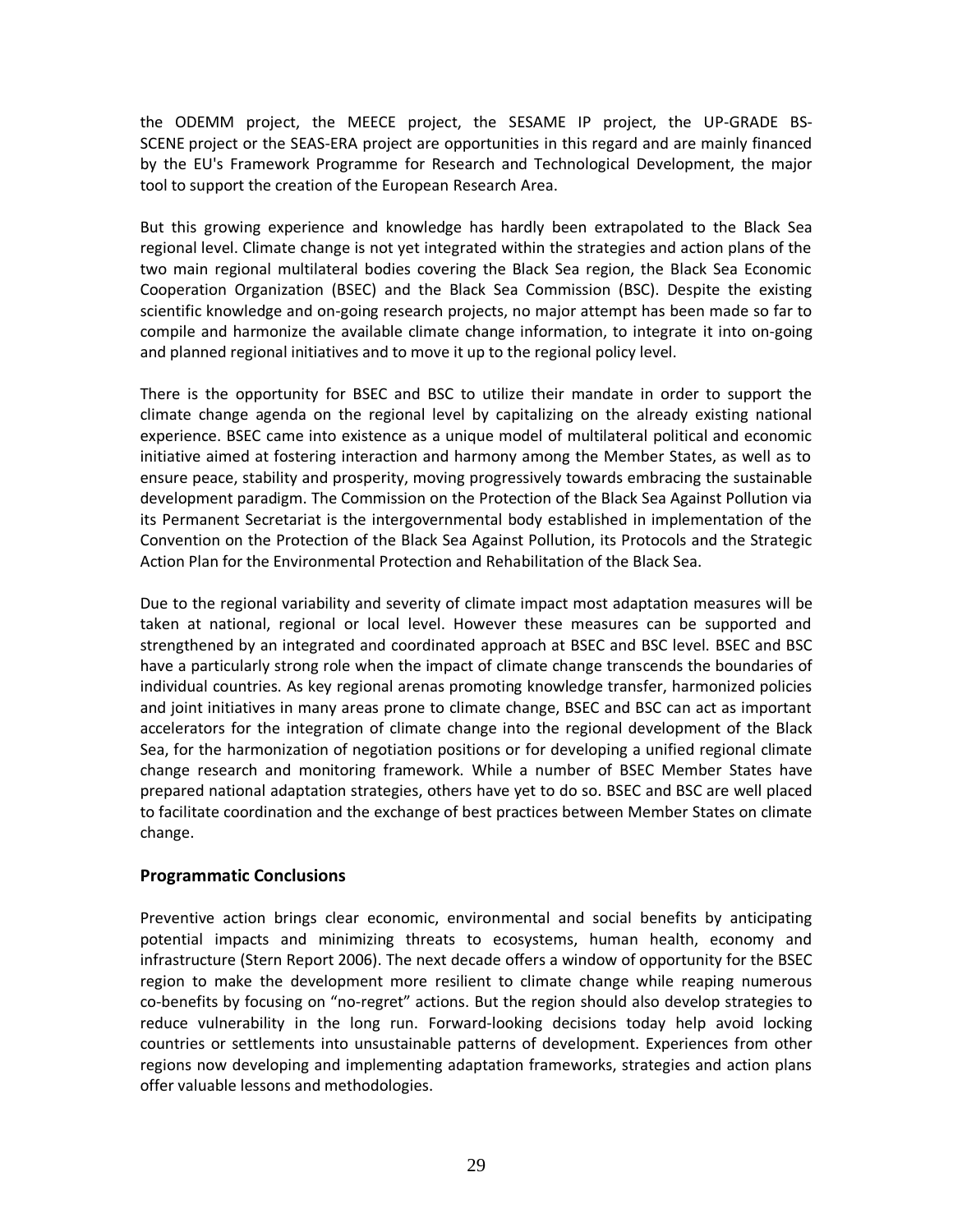the ODEMM project, the MEECE project, the SESAME IP project, the UP-GRADE BS-SCENE project or the SEAS-ERA project are opportunities in this regard and are mainly financed by the EU's Framework Programme for Research and Technological Development, the major tool to support the creation of the European Research Area.

But this growing experience and knowledge has hardly been extrapolated to the Black Sea regional level. Climate change is not yet integrated within the strategies and action plans of the two main regional multilateral bodies covering the Black Sea region, the Black Sea Economic Cooperation Organization (BSEC) and the Black Sea Commission (BSC). Despite the existing scientific knowledge and on-going research projects, no major attempt has been made so far to compile and harmonize the available climate change information, to integrate it into on-going and planned regional initiatives and to move it up to the regional policy level.

There is the opportunity for BSEC and BSC to utilize their mandate in order to support the climate change agenda on the regional level by capitalizing on the already existing national experience. BSEC came into existence as a unique model of multilateral political and economic initiative aimed at fostering interaction and harmony among the Member States, as well as to ensure peace, stability and prosperity, moving progressively towards embracing the sustainable development paradigm. The Commission on the Protection of the Black Sea Against Pollution via its Permanent Secretariat is the intergovernmental body established in implementation of the Convention on the Protection of the Black Sea Against Pollution, its Protocols and the Strategic Action Plan for the Environmental Protection and Rehabilitation of the Black Sea.

Due to the regional variability and severity of climate impact most adaptation measures will be taken at national, regional or local level. However these measures can be supported and strengthened by an integrated and coordinated approach at BSEC and BSC level. BSEC and BSC have a particularly strong role when the impact of climate change transcends the boundaries of individual countries. As key regional arenas promoting knowledge transfer, harmonized policies and joint initiatives in many areas prone to climate change, BSEC and BSC can act as important accelerators for the integration of climate change into the regional development of the Black Sea, for the harmonization of negotiation positions or for developing a unified regional climate change research and monitoring framework. While a number of BSEC Member States have prepared national adaptation strategies, others have yet to do so. BSEC and BSC are well placed to facilitate coordination and the exchange of best practices between Member States on climate change.

## Programmatic Conclusions

Preventive action brings clear economic, environmental and social benefits by anticipating potential impacts and minimizing threats to ecosystems, human health, economy and infrastructure (Stern Report 2006). The next decade offers a window of opportunity for the BSEC region to make the development more resilient to climate change while reaping numerous co-benefits by focusing on "no-regret" actions. But the region should also develop strategies to reduce vulnerability in the long run. Forward-looking decisions today help avoid locking countries or settlements into unsustainable patterns of development. Experiences from other regions now developing and implementing adaptation frameworks, strategies and action plans offer valuable lessons and methodologies.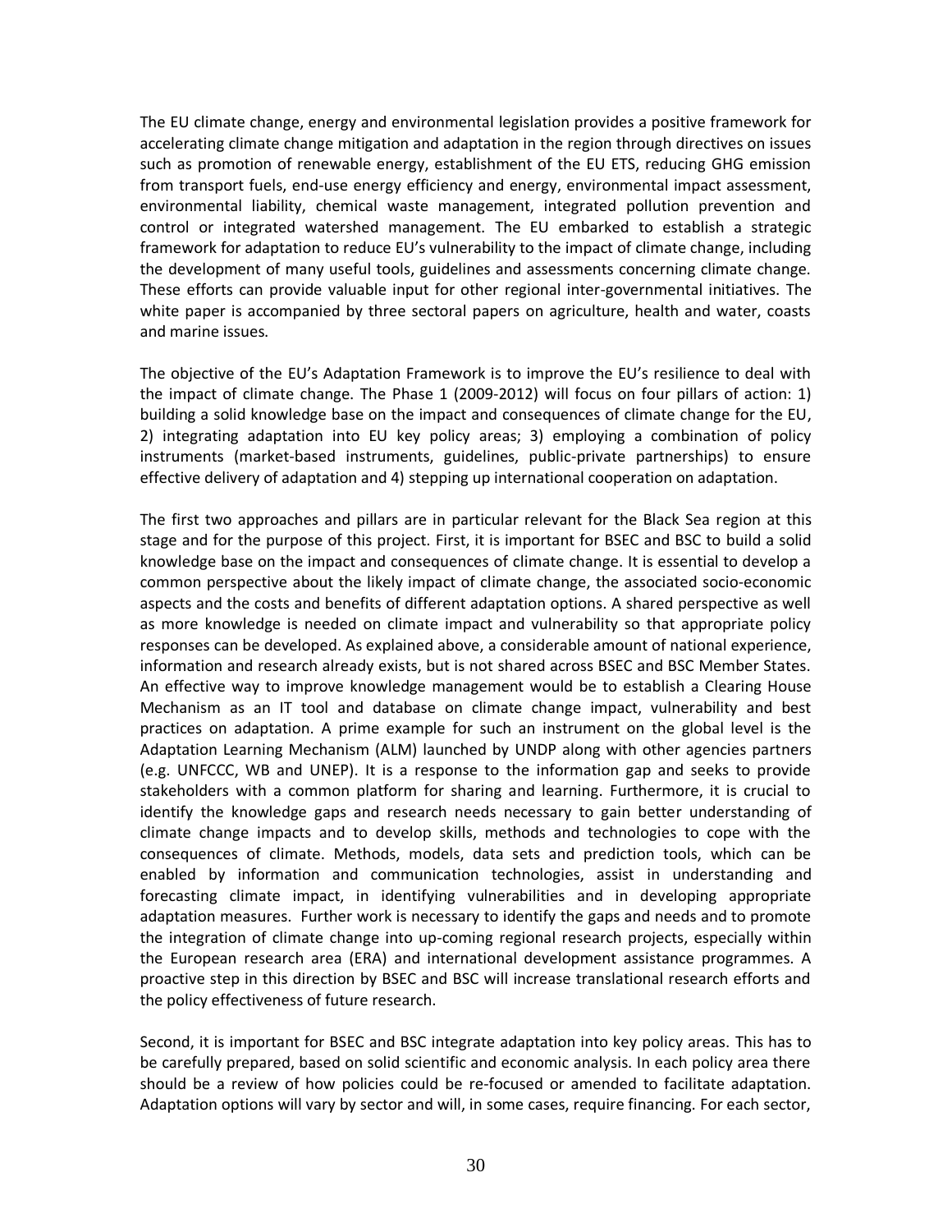The EU climate change, energy and environmental legislation provides a positive framework for accelerating climate change mitigation and adaptation in the region through directives on issues such as promotion of renewable energy, establishment of the EU ETS, reducing GHG emission from transport fuels, end-use energy efficiency and energy, environmental impact assessment, environmental liability, chemical waste management, integrated pollution prevention and control or integrated watershed management. The EU embarked to establish a strategic framework for adaptation to reduce EU's vulnerability to the impact of climate change, including the development of many useful tools, guidelines and assessments concerning climate change. These efforts can provide valuable input for other regional inter-governmental initiatives. The white paper is accompanied by three sectoral papers on agriculture, health and water, coasts and marine issues.

The objective of the EU's Adaptation Framework is to improve the EU's resilience to deal with the impact of climate change. The Phase 1 (2009-2012) will focus on four pillars of action: 1) building a solid knowledge base on the impact and consequences of climate change for the EU, 2) integrating adaptation into EU key policy areas; 3) employing a combination of policy instruments (market-based instruments, guidelines, public-private partnerships) to ensure effective delivery of adaptation and 4) stepping up international cooperation on adaptation.

The first two approaches and pillars are in particular relevant for the Black Sea region at this stage and for the purpose of this project. First, it is important for BSEC and BSC to build a solid knowledge base on the impact and consequences of climate change. It is essential to develop a common perspective about the likely impact of climate change, the associated socio-economic aspects and the costs and benefits of different adaptation options. A shared perspective as well as more knowledge is needed on climate impact and vulnerability so that appropriate policy responses can be developed. As explained above, a considerable amount of national experience, information and research already exists, but is not shared across BSEC and BSC Member States. An effective way to improve knowledge management would be to establish a Clearing House Mechanism as an IT tool and database on climate change impact, vulnerability and best practices on adaptation. A prime example for such an instrument on the global level is the Adaptation Learning Mechanism (ALM) launched by UNDP along with other agencies partners (e.g. UNFCCC, WB and UNEP). It is a response to the information gap and seeks to provide stakeholders with a common platform for sharing and learning. Furthermore, it is crucial to identify the knowledge gaps and research needs necessary to gain better understanding of climate change impacts and to develop skills, methods and technologies to cope with the consequences of climate. Methods, models, data sets and prediction tools, which can be enabled by information and communication technologies, assist in understanding and forecasting climate impact, in identifying vulnerabilities and in developing appropriate adaptation measures. Further work is necessary to identify the gaps and needs and to promote the integration of climate change into up-coming regional research projects, especially within the European research area (ERA) and international development assistance programmes. A proactive step in this direction by BSEC and BSC will increase translational research efforts and the policy effectiveness of future research.

Second, it is important for BSEC and BSC integrate adaptation into key policy areas. This has to be carefully prepared, based on solid scientific and economic analysis. In each policy area there should be a review of how policies could be re-focused or amended to facilitate adaptation. Adaptation options will vary by sector and will, in some cases, require financing. For each sector,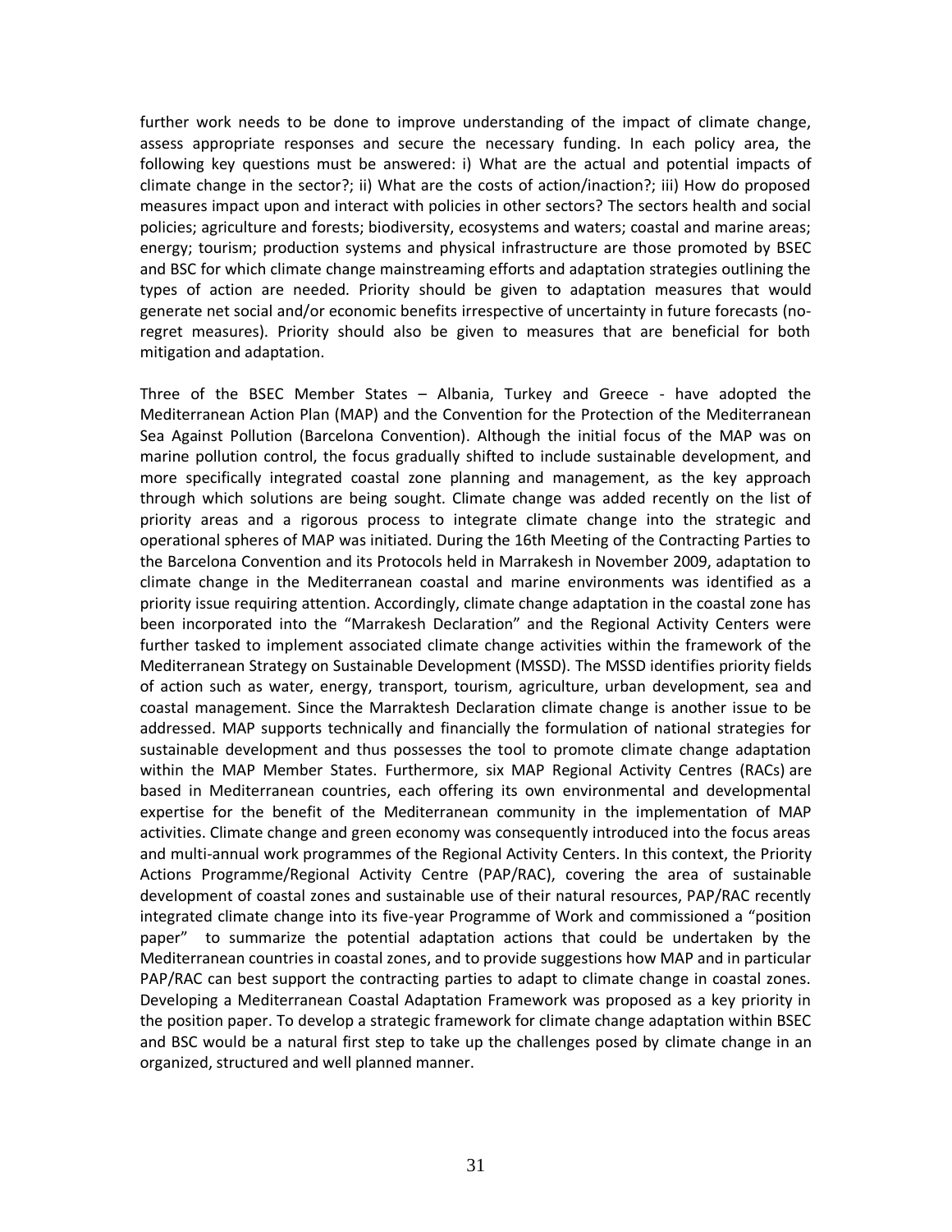further work needs to be done to improve understanding of the impact of climate change, assess appropriate responses and secure the necessary funding. In each policy area, the following key questions must be answered: i) What are the actual and potential impacts of climate change in the sector?; ii) What are the costs of action/inaction?; iii) How do proposed measures impact upon and interact with policies in other sectors? The sectors health and social policies; agriculture and forests; biodiversity, ecosystems and waters; coastal and marine areas; energy; tourism; production systems and physical infrastructure are those promoted by BSEC and BSC for which climate change mainstreaming efforts and adaptation strategies outlining the types of action are needed. Priority should be given to adaptation measures that would generate net social and/or economic benefits irrespective of uncertainty in future forecasts (no-regret measures). Priority should also be given to measures that are beneficial for both mitigation and adaptation.

Three of the BSEC Member States – Albania, Turkey and Greece - have adopted the Mediterranean Action Plan (MAP) and the Convention for the Protection of the Mediterranean Sea Against Pollution (Barcelona Convention). Although the initial focus of the MAP was on marine pollution control, the focus gradually shifted to include sustainable development, and more specifically integrated coastal zone planning and management, as the key approach through which solutions are being sought. Climate change was added recently on the list of priority areas and a rigorous process to integrate climate change into the strategic and operational spheres of MAP was initiated. During the 16th Meeting of the Contracting Parties to the Barcelona Convention and its Protocols held in Marrakesh in November 2009, adaptation to climate change in the Mediterranean coastal and marine environments was identified as a priority issue requiring attention. Accordingly, climate change adaptation in the coastal zone has been incorporated into the "Marrakesh Declaration" and the Regional Activity Centers were further tasked to implement associated climate change activities within the framework of the Mediterranean Strategy on Sustainable Development (MSSD). The MSSD identifies priority fields of action such as water, energy, transport, tourism, agriculture, urban development, sea and coastal management. Since the Marraktesh Declaration climate change is another issue to be addressed. MAP supports technically and financially the formulation of national strategies for sustainable development and thus possesses the tool to promote climate change adaptation within the MAP Member States. Furthermore, six MAP Regional Activity Centres (RACs) are based in Mediterranean countries, each offering its own environmental and developmental expertise for the benefit of the Mediterranean community in the implementation of MAP activities. Climate change and green economy was consequently introduced into the focus areas and multi-annual work programmes of the Regional Activity Centers. In this context, the Priority Actions Programme/Regional Activity Centre (PAP/RAC), covering the area of sustainable development of coastal zones and sustainable use of their natural resources, PAP/RAC recently integrated climate change into its five-year Programme of Work and commissioned a "position paper" to summarize the potential adaptation actions that could be undertaken by the Mediterranean countries in coastal zones, and to provide suggestions how MAP and in particular PAP/RAC can best support the contracting parties to adapt to climate change in coastal zones. Developing a Mediterranean Coastal Adaptation Framework was proposed as a key priority in the position paper. To develop a strategic framework for climate change adaptation within BSEC and BSC would be a natural first step to take up the challenges posed by climate change in an organized, structured and well planned manner.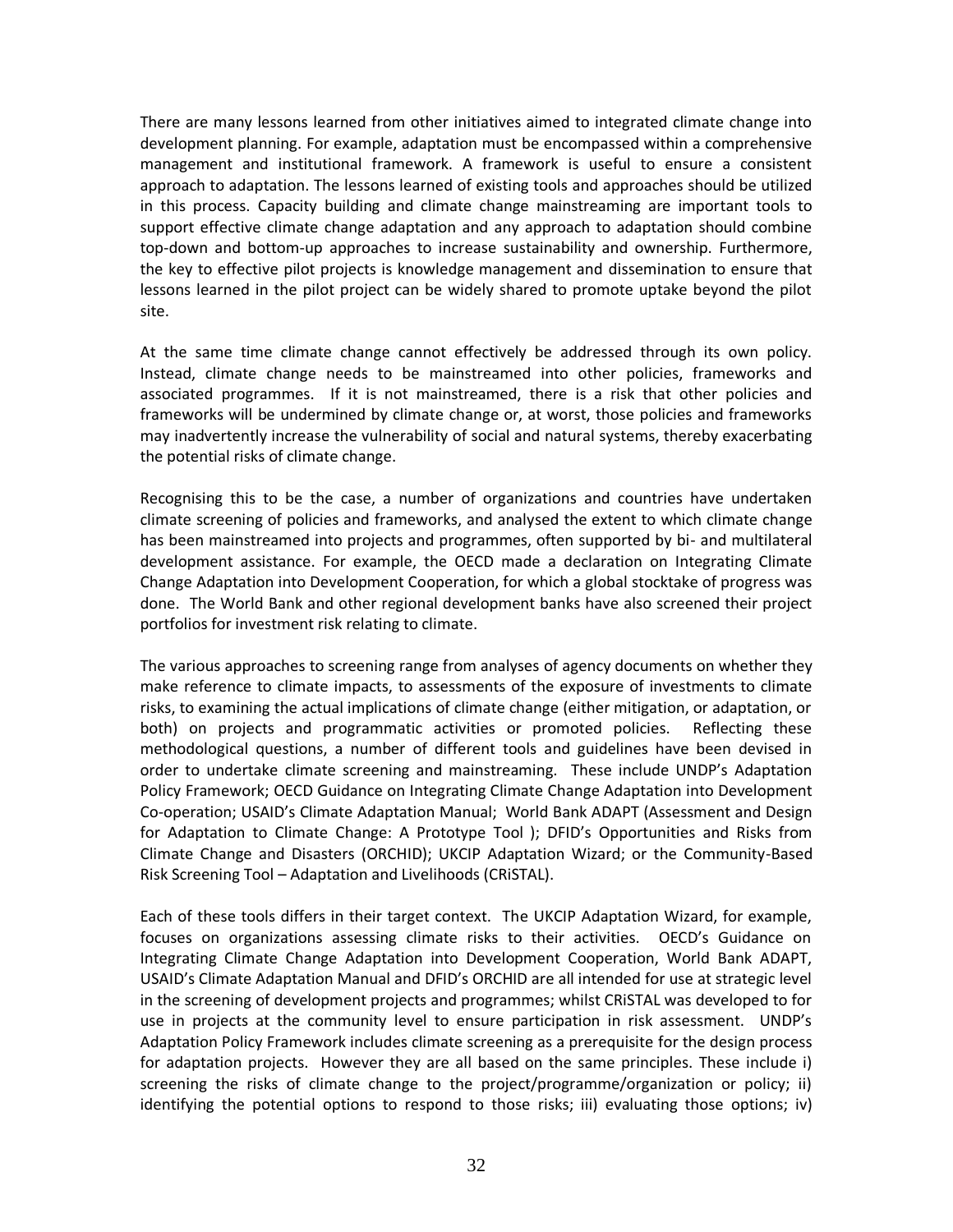There are many lessons learned from other initiatives aimed to integrated climate change into development planning. For example, adaptation must be encompassed within a comprehensive management and institutional framework. A framework is useful to ensure a consistent approach to adaptation. The lessons learned of existing tools and approaches should be utilized in this process. Capacity building and climate change mainstreaming are important tools to support effective climate change adaptation and any approach to adaptation should combine top-down and bottom-up approaches to increase sustainability and ownership. Furthermore, the key to effective pilot projects is knowledge management and dissemination to ensure that lessons learned in the pilot project can be widely shared to promote uptake beyond the pilot site.

At the same time climate change cannot effectively be addressed through its own policy. Instead, climate change needs to be mainstreamed into other policies, frameworks and associated programmes. If it is not mainstreamed, there is a risk that other policies and frameworks will be undermined by climate change or, at worst, those policies and frameworks may inadvertently increase the vulnerability of social and natural systems, thereby exacerbating the potential risks of climate change.

Recognising this to be the case, a number of organizations and countries have undertaken climate screening of policies and frameworks, and analysed the extent to which climate change has been mainstreamed into projects and programmes, often supported by bi- and multilateral development assistance. For example, the OECD made a declaration on Integrating Climate Change Adaptation into Development Cooperation, for which a global stocktake of progress was done. The World Bank and other regional development banks have also screened their project portfolios for investment risk relating to climate.

The various approaches to screening range from analyses of agency documents on whether they make reference to climate impacts, to assessments of the exposure of investments to climate risks, to examining the actual implications of climate change (either mitigation, or adaptation, or both) on projects and programmatic activities or promoted policies. Reflecting these methodological questions, a number of different tools and guidelines have been devised in order to undertake climate screening and mainstreaming. These include UNDP's Adaptation Policy Framework; OECD Guidance on Integrating Climate Change Adaptation into Development Co-operation; USAID's Climate Adaptation Manual; World Bank ADAPT (Assessment and Design for Adaptation to Climate Change: A Prototype Tool ); DFID's Opportunities and Risks from Climate Change and Disasters (ORCHID); UKCIP Adaptation Wizard; or the Community-Based Risk Screening Tool – Adaptation and Livelihoods (CRiSTAL).

Each of these tools differs in their target context. The UKCIP Adaptation Wizard, for example, focuses on organizations assessing climate risks to their activities. OECD's Guidance on Integrating Climate Change Adaptation into Development Cooperation, World Bank ADAPT, USAID's Climate Adaptation Manual and DFID's ORCHID are all intended for use at strategic level in the screening of development projects and programmes; whilst CRiSTAL was developed to for use in projects at the community level to ensure participation in risk assessment. UNDP's Adaptation Policy Framework includes climate screening as a prerequisite for the design process for adaptation projects. However they are all based on the same principles. These include i) screening the risks of climate change to the project/programme/organization or policy; ii) identifying the potential options to respond to those risks; iii) evaluating those options; iv)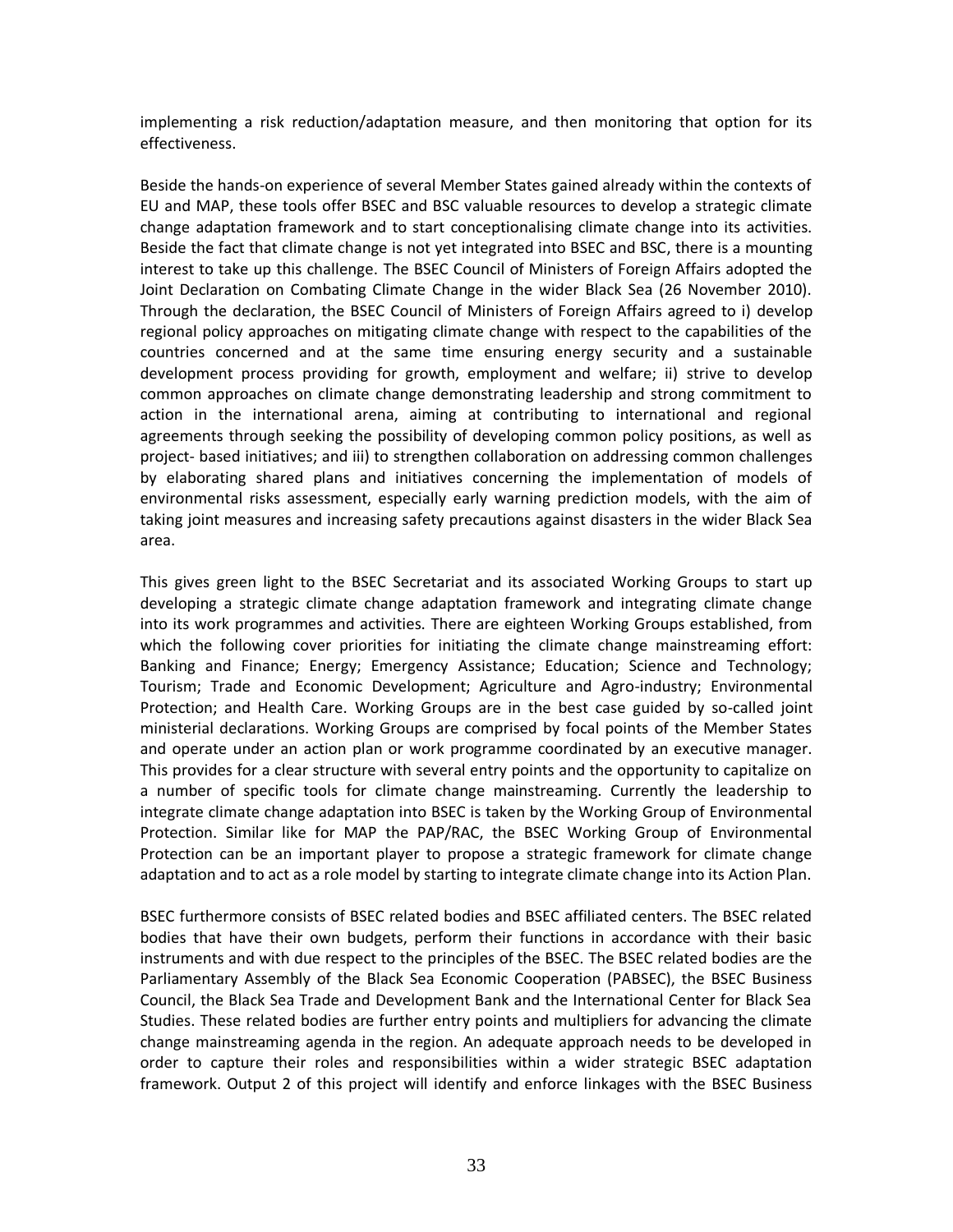implementing a risk reduction/adaptation measure, and then monitoring that option for its effectiveness.

Beside the hands-on experience of several Member States gained already within the contexts of EU and MAP, these tools offer BSEC and BSC valuable resources to develop a strategic climate change adaptation framework and to start conceptionalising climate change into its activities. Beside the fact that climate change is not yet integrated into BSEC and BSC, there is a mounting interest to take up this challenge. The BSEC Council of Ministers of Foreign Affairs adopted the Joint Declaration on Combating Climate Change in the wider Black Sea (26 November 2010). Through the declaration, the BSEC Council of Ministers of Foreign Affairs agreed to i) develop regional policy approaches on mitigating climate change with respect to the capabilities of the countries concerned and at the same time ensuring energy security and a sustainable development process providing for growth, employment and welfare; ii) strive to develop common approaches on climate change demonstrating leadership and strong commitment to action in the international arena, aiming at contributing to international and regional agreements through seeking the possibility of developing common policy positions, as well as project- based initiatives; and iii) to strengthen collaboration on addressing common challenges by elaborating shared plans and initiatives concerning the implementation of models of environmental risks assessment, especially early warning prediction models, with the aim of taking joint measures and increasing safety precautions against disasters in the wider Black Sea area.

This gives green light to the BSEC Secretariat and its associated Working Groups to start up developing a strategic climate change adaptation framework and integrating climate change into its work programmes and activities. There are eighteen Working Groups established, from which the following cover priorities for initiating the climate change mainstreaming effort: Banking and Finance; Energy; Emergency Assistance; Education; Science and Technology; Tourism; Trade and Economic Development; Agriculture and Agro-industry; Environmental Protection; and Health Care. Working Groups are in the best case guided by so-called joint ministerial declarations. Working Groups are comprised by focal points of the Member States and operate under an action plan or work programme coordinated by an executive manager. This provides for a clear structure with several entry points and the opportunity to capitalize on a number of specific tools for climate change mainstreaming. Currently the leadership to integrate climate change adaptation into BSEC is taken by the Working Group of Environmental Protection. Similar like for MAP the PAP/RAC, the BSEC Working Group of Environmental Protection can be an important player to propose a strategic framework for climate change adaptation and to act as a role model by starting to integrate climate change into its Action Plan.

BSEC furthermore consists of BSEC related bodies and BSEC affiliated centers. The BSEC related bodies that have their own budgets, perform their functions in accordance with their basic instruments and with due respect to the principles of the BSEC. The BSEC related bodies are the Parliamentary Assembly of the Black Sea Economic Cooperation (PABSEC), the BSEC Business Council, the Black Sea Trade and Development Bank and the International Center for Black Sea Studies. These related bodies are further entry points and multipliers for advancing the climate change mainstreaming agenda in the region. An adequate approach needs to be developed in order to capture their roles and responsibilities within a wider strategic BSEC adaptation framework. Output 2 of this project will identify and enforce linkages with the BSEC Business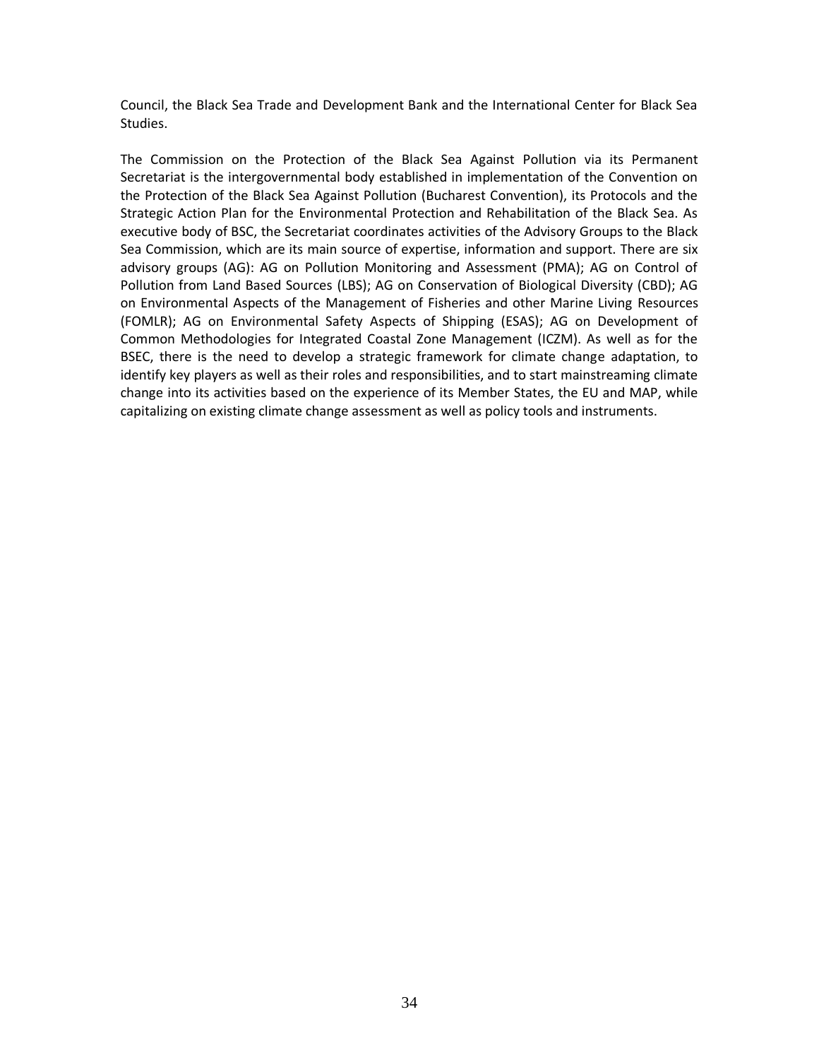Council, the Black Sea Trade and Development Bank and the International Center for Black Sea Studies.

The Commission on the Protection of the Black Sea Against Pollution via its Permanent Secretariat is the intergovernmental body established in implementation of the Convention on the Protection of the Black Sea Against Pollution (Bucharest Convention), its Protocols and the Strategic Action Plan for the Environmental Protection and Rehabilitation of the Black Sea. As executive body of BSC, the Secretariat coordinates activities of the Advisory Groups to the Black Sea Commission, which are its main source of expertise, information and support. There are six advisory groups (AG): AG on Pollution Monitoring and Assessment (PMA); AG on Control of Pollution from Land Based Sources (LBS); AG on Conservation of Biological Diversity (CBD); AG on Environmental Aspects of the Management of Fisheries and other Marine Living Resources (FOMLR); AG on Environmental Safety Aspects of Shipping (ESAS); AG on Development of Common Methodologies for Integrated Coastal Zone Management (ICZM). As well as for the BSEC, there is the need to develop a strategic framework for climate change adaptation, to identify key players as well as their roles and responsibilities, and to start mainstreaming climate change into its activities based on the experience of its Member States, the EU and MAP, while capitalizing on existing climate change assessment as well as policy tools and instruments.